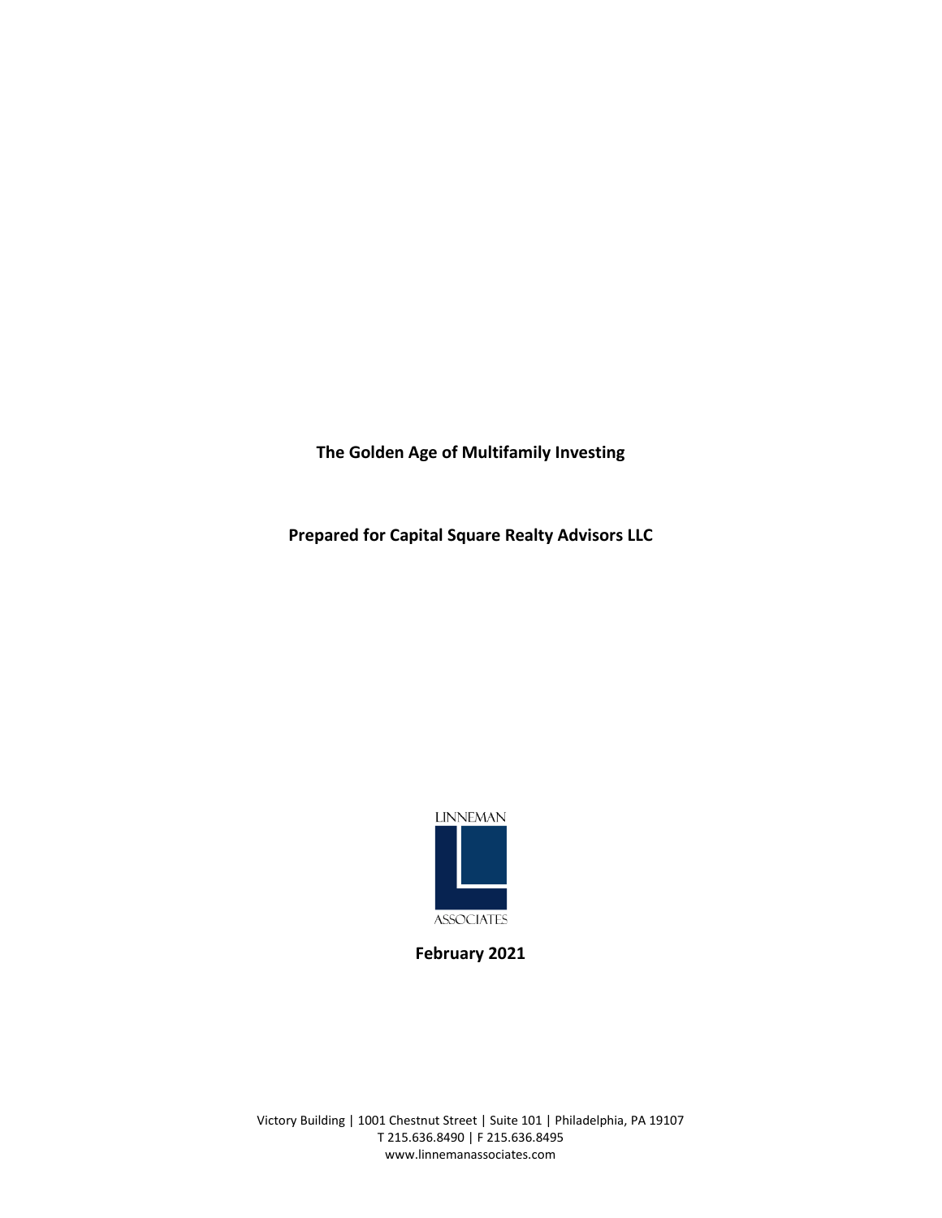# The Golden Age of Multifamily Investing

**Prepared for Capital Square Realty Advisors LLC**

LINNEMAN ASSOCIATES

**February 2021**

Victory Building | 1001 Chestnut Street | Suite 101 | Philadelphia, PA 19107
T 215.636.8490 | F 215.636.8495
www.linnemanassociates.com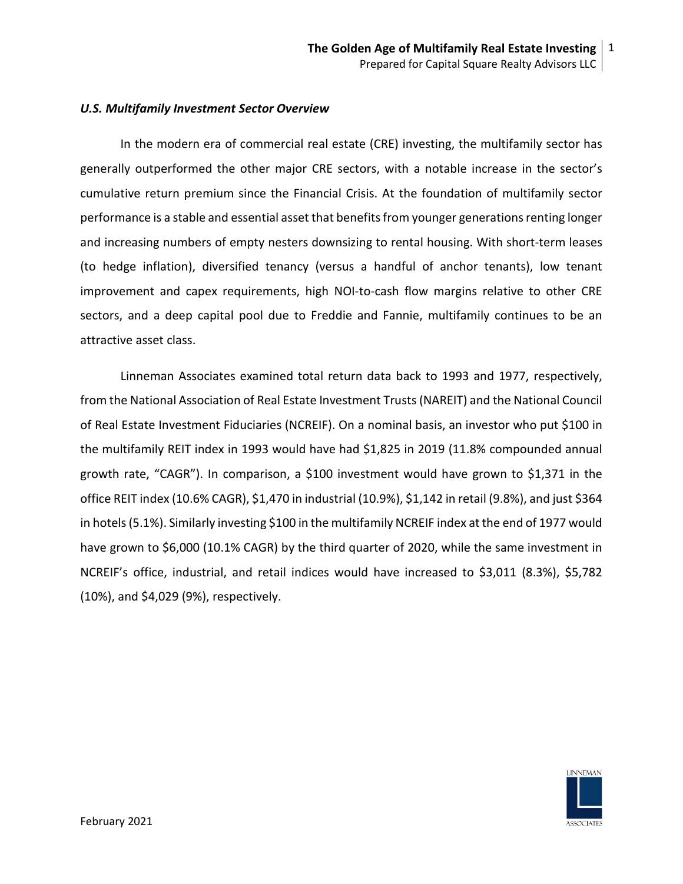### *U.S. Multifamily Investment Sector Overview*

In the modern era of commercial real estate (CRE) investing, the multifamily sector has generally outperformed the other major CRE sectors, with a notable increase in the sector's cumulative return premium since the Financial Crisis. At the foundation of multifamily sector performance is a stable and essential asset that benefits from younger generations renting longer and increasing numbers of empty nesters downsizing to rental housing. With short-term leases (to hedge inflation), diversified tenancy (versus a handful of anchor tenants), low tenant improvement and capex requirements, high NOI-to-cash flow margins relative to other CRE sectors, and a deep capital pool due to Freddie and Fannie, multifamily continues to be an attractive asset class.

Linneman Associates examined total return data back to 1993 and 1977, respectively, from the National Association of Real Estate Investment Trusts (NAREIT) and the National Council of Real Estate Investment Fiduciaries (NCREIF). On a nominal basis, an investor who put $100 in the multifamily REIT index in 1993 would have had $1,825 in 2019 (11.8% compounded annual growth rate, "CAGR"). In comparison, a $100 investment would have grown to $1,371 in the office REIT index (10.6% CAGR), $1,470 in industrial (10.9%), $1,142 in retail (9.8%), and just $364 in hotels (5.1%). Similarly investing $100 in the multifamily NCREIF index at the end of 1977 would have grown to $6,000 (10.1% CAGR) by the third quarter of 2020, while the same investment in NCREIF's office, industrial, and retail indices would have increased to $3,011 (8.3%), $5,782 (10%), and $4,029 (9%), respectively.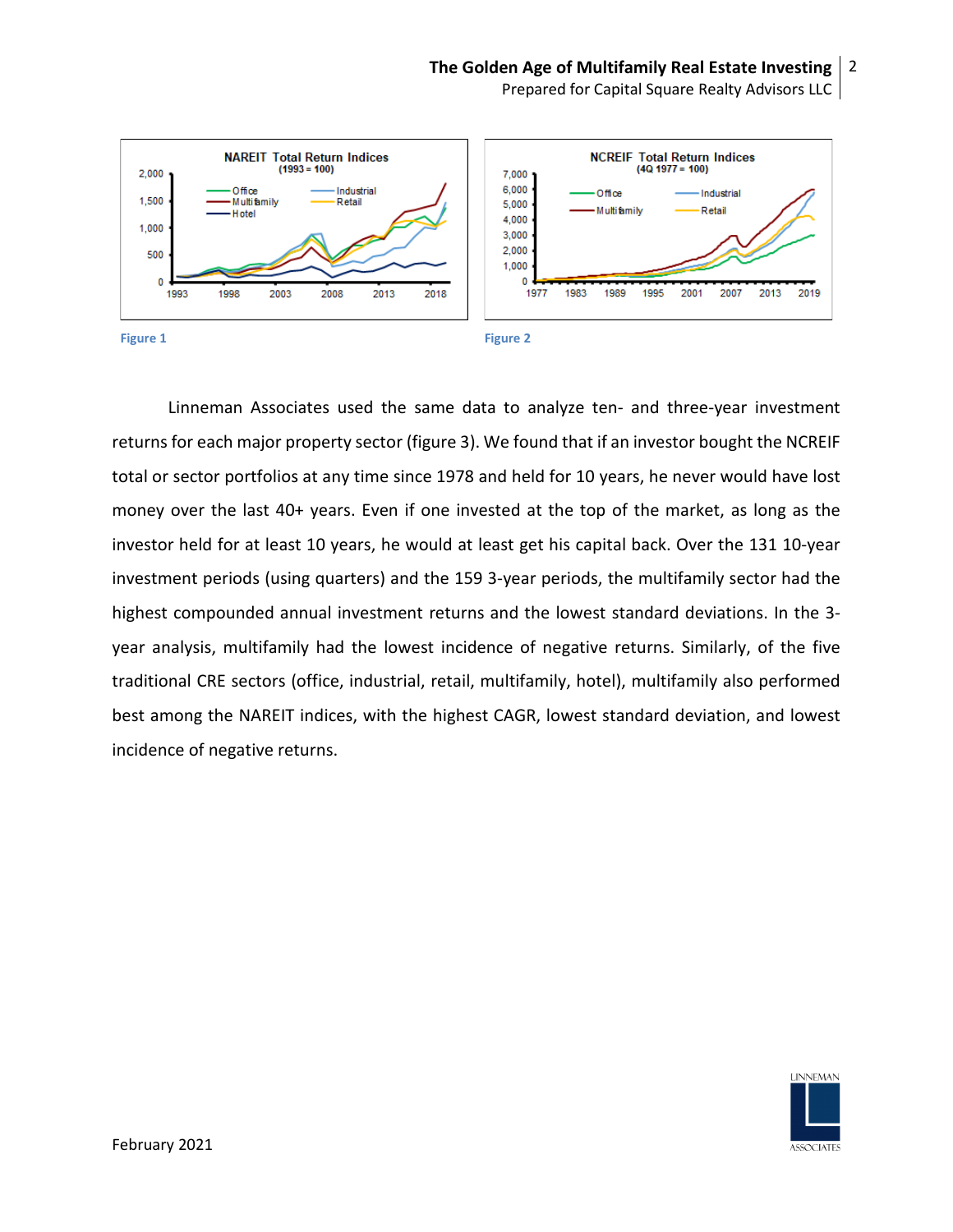Figure 1

Figure 2

Linneman Associates used the same data to analyze ten- and three-year investment returns for each major property sector (figure 3). We found that if an investor bought the NCREIF total or sector portfolios at any time since 1978 and held for 10 years, he never would have lost money over the last 40+ years. Even if one invested at the top of the market, as long as the investor held for at least 10 years, he would at least get his capital back. Over the 131 10-year investment periods (using quarters) and the 159 3-year periods, the multifamily sector had the highest compounded annual investment returns and the lowest standard deviations. In the 3-year analysis, multifamily had the lowest incidence of negative returns. Similarly, of the five traditional CRE sectors (office, industrial, retail, multifamily, hotel), multifamily also performed best among the NAREIT indices, with the highest CAGR, lowest standard deviation, and lowest incidence of negative returns.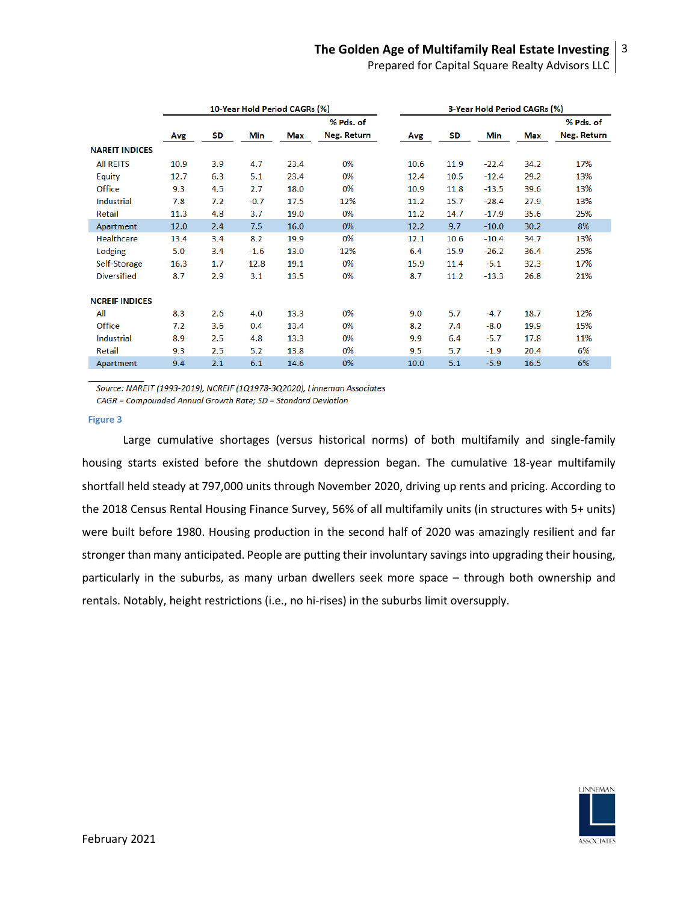| | 10-Year Hold Period CAGRs (%) | | | | | 3-Year Hold Period CAGRs (%) | | | | |
|---|---|---|---|---|---|---|---|---|---|---|
| | Avg | SD | Min | Max | % Pds. of Neg. Return | Avg | SD | Min | Max | % Pds. of Neg. Return |
| **NAREIT INDICES** | | | | | | | | | | |
| All REITS | 10.9 | 3.9 | 4.7 | 23.4 | 0% | 10.6 | 11.9 | -22.4 | 34.2 | 17% |
| Equity | 12.7 | 6.3 | 5.1 | 23.4 | 0% | 12.4 | 10.5 | -12.4 | 29.2 | 13% |
| Office | 9.3 | 4.5 | 2.7 | 18.0 | 0% | 10.9 | 11.8 | -13.5 | 39.6 | 13% |
| Industrial | 7.8 | 7.2 | -0.7 | 17.5 | 12% | 11.2 | 15.7 | -28.4 | 27.9 | 13% |
| Retail | 11.3 | 4.8 | 3.7 | 19.0 | 0% | 11.2 | 14.7 | -17.9 | 35.6 | 25% |
| Apartment | 12.0 | 2.4 | 7.5 | 16.0 | 0% | 12.2 | 9.7 | -10.0 | 30.2 | 8% |
| Healthcare | 13.4 | 3.4 | 8.2 | 19.9 | 0% | 12.1 | 10.6 | -10.4 | 34.7 | 13% |
| Lodging | 5.0 | 3.4 | -1.6 | 13.0 | 12% | 6.4 | 15.9 | -26.2 | 36.4 | 25% |
| Self-Storage | 16.3 | 1.7 | 12.8 | 19.1 | 0% | 15.9 | 11.4 | -5.1 | 32.3 | 17% |
| Diversified | 8.7 | 2.9 | 3.1 | 13.5 | 0% | 8.7 | 11.2 | -13.3 | 26.8 | 21% |
| **NCREIF INDICES** | | | | | | | | | | |
| All | 8.3 | 2.6 | 4.0 | 13.3 | 0% | 9.0 | 5.7 | -4.7 | 18.7 | 12% |
| Office | 7.2 | 3.6 | 0.4 | 13.4 | 0% | 8.2 | 7.4 | -8.0 | 19.9 | 15% |
| Industrial | 8.9 | 2.5 | 4.8 | 13.3 | 0% | 9.9 | 6.4 | -5.7 | 17.8 | 11% |
| Retail | 9.3 | 2.5 | 5.2 | 13.8 | 0% | 9.5 | 5.7 | -1.9 | 20.4 | 6% |
| Apartment | 9.4 | 2.1 | 6.1 | 14.6 | 0% | 10.0 | 5.1 | -5.9 | 16.5 | 6% |

*Source: NAREIT (1993-2019), NCREIF (1Q1978-3Q2020), Linneman Associates*
*CAGR = Compounded Annual Growth Rate; SD = Standard Deviation*

**Figure 3**

Large cumulative shortages (versus historical norms) of both multifamily and single-family housing starts existed before the shutdown depression began. The cumulative 18-year multifamily shortfall held steady at 797,000 units through November 2020, driving up rents and pricing. According to the 2018 Census Rental Housing Finance Survey, 56% of all multifamily units (in structures with 5+ units) were built before 1980. Housing production in the second half of 2020 was amazingly resilient and far stronger than many anticipated. People are putting their involuntary savings into upgrading their housing, particularly in the suburbs, as many urban dwellers seek more space – through both ownership and rentals. Notably, height restrictions (i.e., no hi-rises) in the suburbs limit oversupply.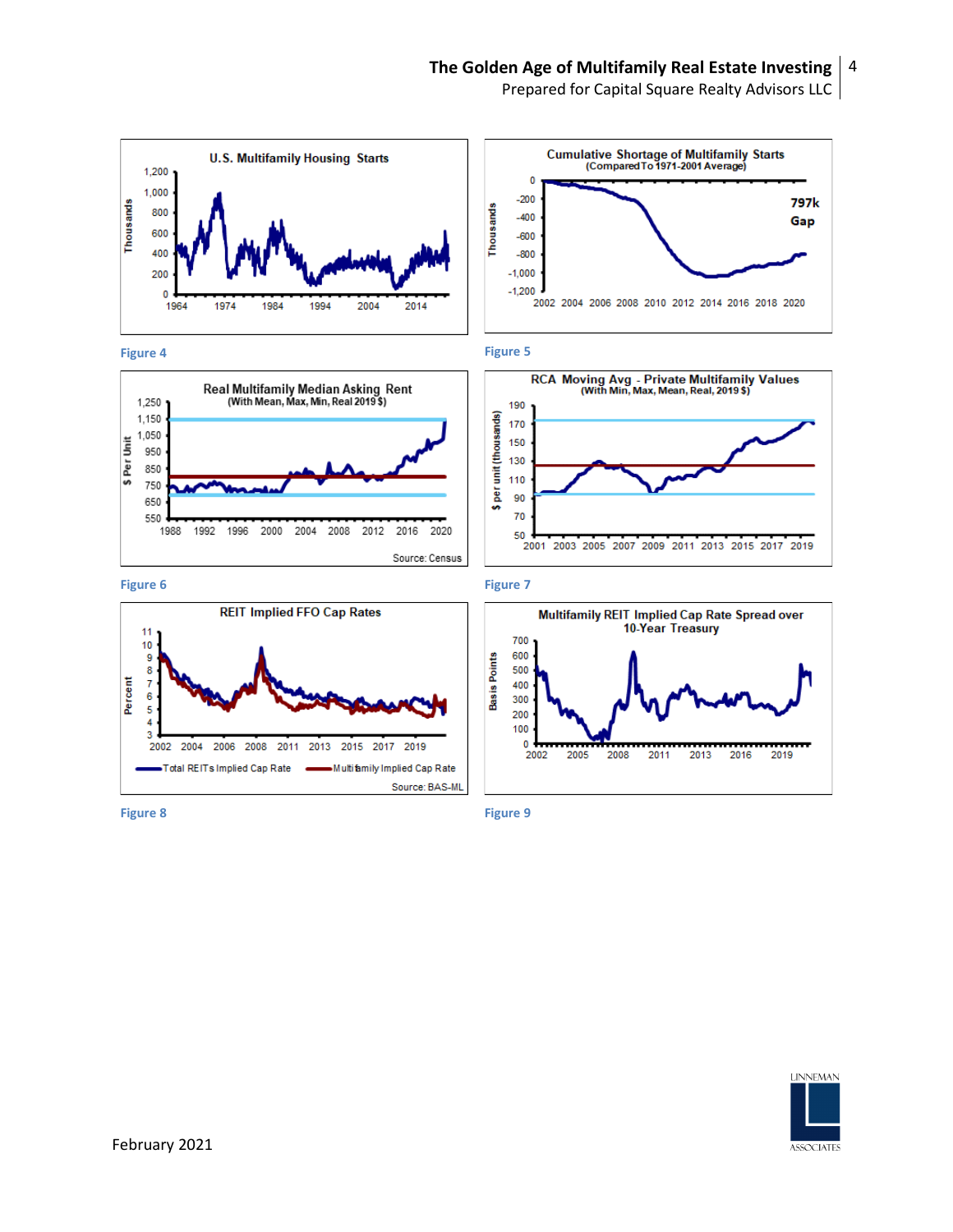Figure 4

Figure 5

Figure 6

Figure 7

Figure 8

Figure 9

February 2021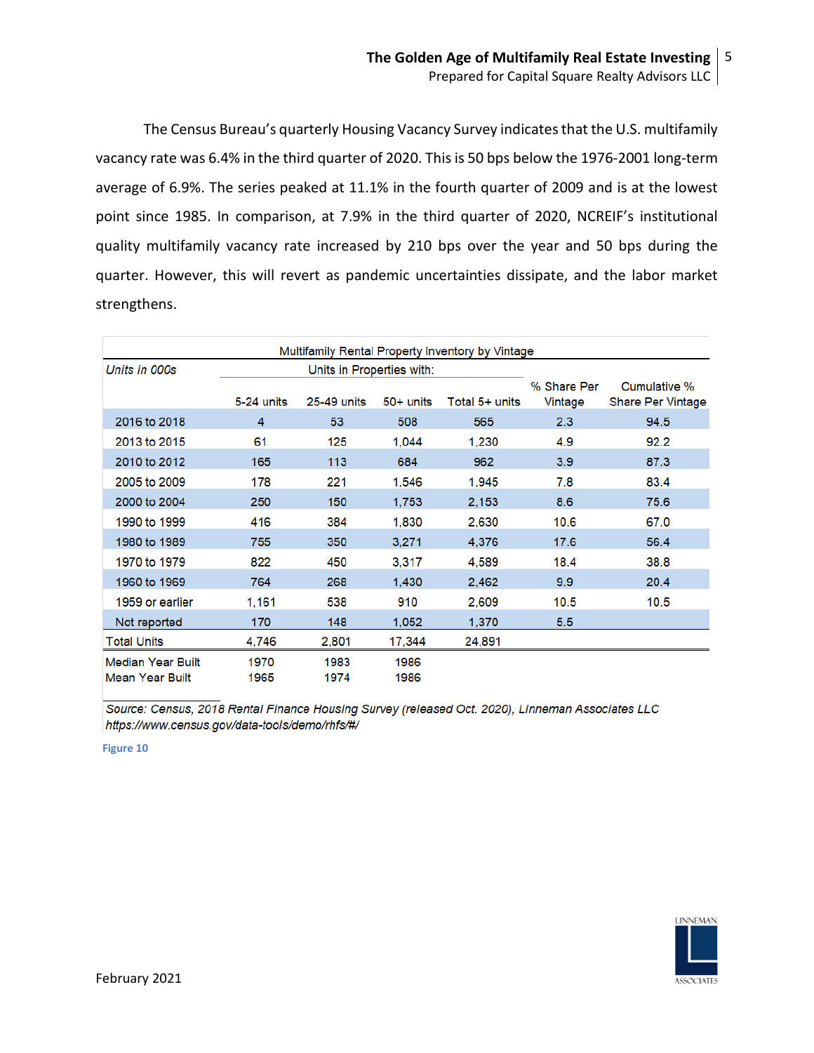The Census Bureau's quarterly Housing Vacancy Survey indicates that the U.S. multifamily vacancy rate was 6.4% in the third quarter of 2020. This is 50 bps below the 1976-2001 long-term average of 6.9%. The series peaked at 11.1% in the fourth quarter of 2009 and is at the lowest point since 1985. In comparison, at 7.9% in the third quarter of 2020, NCREIF's institutional quality multifamily vacancy rate increased by 210 bps over the year and 50 bps during the quarter. However, this will revert as pandemic uncertainties dissipate, and the labor market strengthens.

**Multifamily Rental Property Inventory by Vintage**

| *Units in 000s* | Units in Properties with: | | | | | |
|---|---|---|---|---|---|---|
| | 5-24 units | 25-49 units | 50+ units | Total 5+ units | % Share Per Vintage | Cumulative % Share Per Vintage |
| 2016 to 2018 | 4 | 53 | 508 | 565 | 2.3 | 94.5 |
| 2013 to 2015 | 61 | 125 | 1,044 | 1,230 | 4.9 | 92.2 |
| 2010 to 2012 | 165 | 113 | 684 | 962 | 3.9 | 87.3 |
| 2005 to 2009 | 178 | 221 | 1,546 | 1,945 | 7.8 | 83.4 |
| 2000 to 2004 | 250 | 150 | 1,753 | 2,153 | 8.6 | 75.6 |
| 1990 to 1999 | 416 | 384 | 1,830 | 2,630 | 10.6 | 67.0 |
| 1980 to 1989 | 755 | 350 | 3,271 | 4,376 | 17.6 | 56.4 |
| 1970 to 1979 | 822 | 450 | 3,317 | 4,589 | 18.4 | 38.8 |
| 1960 to 1969 | 764 | 268 | 1,430 | 2,462 | 9.9 | 20.4 |
| 1959 or earlier | 1,161 | 538 | 910 | 2,609 | 10.5 | 10.5 |
| Not reported | 170 | 148 | 1,052 | 1,370 | 5.5 | |
| Total Units | 4,746 | 2,801 | 17,344 | 24,891 | | |
| Median Year Built | 1970 | 1983 | 1986 | | | |
| Mean Year Built | 1965 | 1974 | 1986 | | | |

*Source: Census, 2018 Rental Finance Housing Survey (released Oct. 2020), Linneman Associates LLC*
*https://www.census.gov/data-tools/demo/rhfs/#/*

Figure 10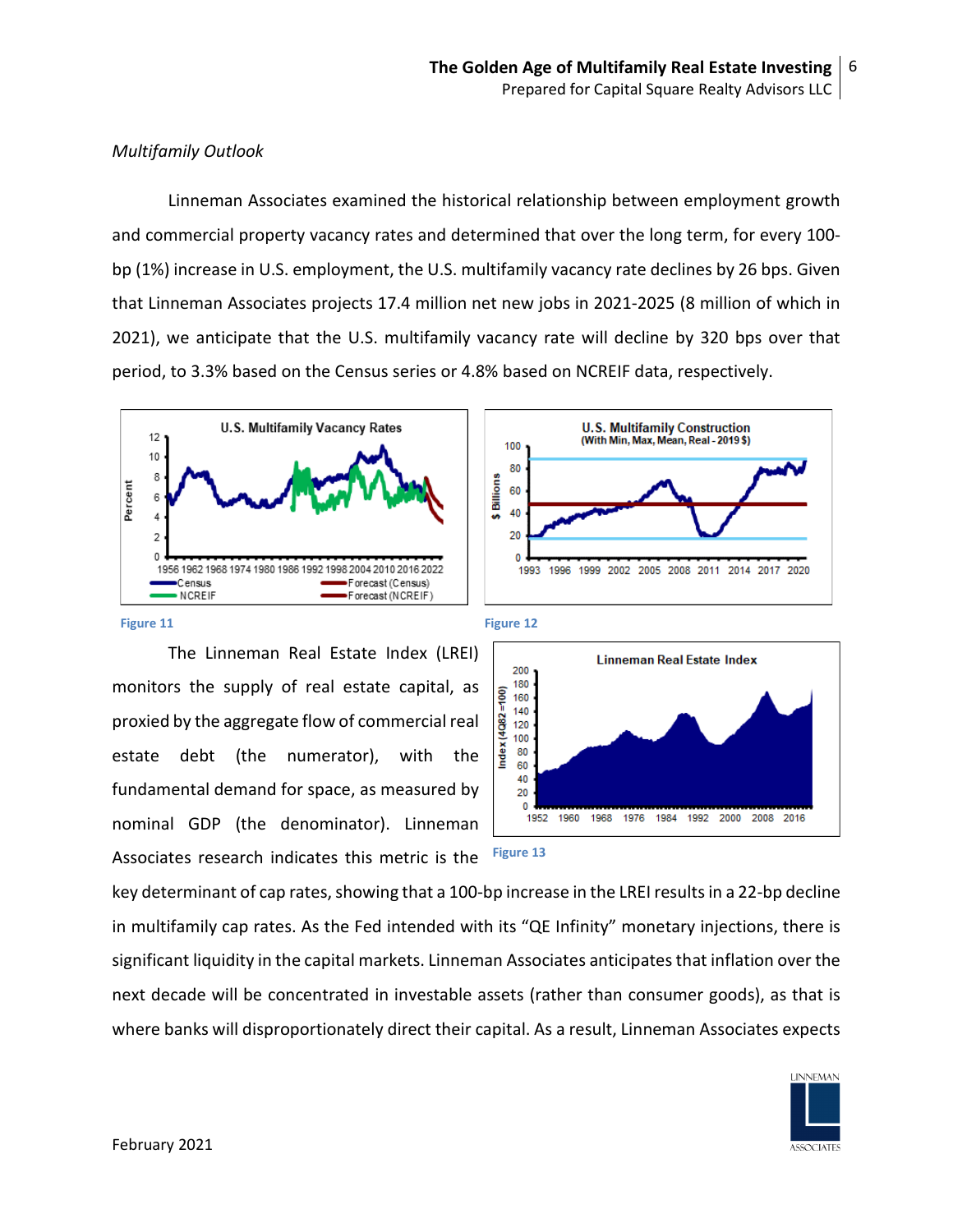*Multifamily Outlook*

Linneman Associates examined the historical relationship between employment growth and commercial property vacancy rates and determined that over the long term, for every 100-bp (1%) increase in U.S. employment, the U.S. multifamily vacancy rate declines by 26 bps. Given that Linneman Associates projects 17.4 million net new jobs in 2021-2025 (8 million of which in 2021), we anticipate that the U.S. multifamily vacancy rate will decline by 320 bps over that period, to 3.3% based on the Census series or 4.8% based on NCREIF data, respectively.

Figure 11

Figure 12

The Linneman Real Estate Index (LREI) monitors the supply of real estate capital, as proxied by the aggregate flow of commercial real estate debt (the numerator), with the fundamental demand for space, as measured by nominal GDP (the denominator). Linneman Associates research indicates this metric is the key determinant of cap rates, showing that a 100-bp increase in the LREI results in a 22-bp decline in multifamily cap rates. As the Fed intended with its "QE Infinity" monetary injections, there is significant liquidity in the capital markets. Linneman Associates anticipates that inflation over the next decade will be concentrated in investable assets (rather than consumer goods), as that is where banks will disproportionately direct their capital. As a result, Linneman Associates expects

Figure 13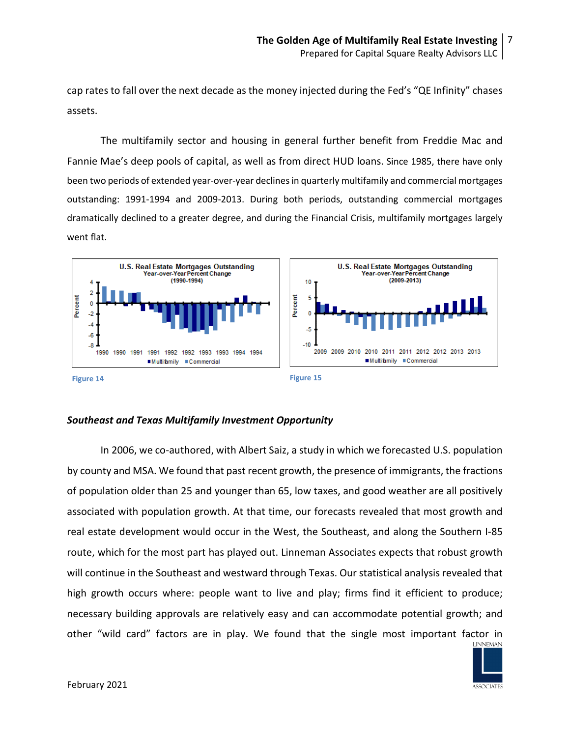cap rates to fall over the next decade as the money injected during the Fed's "QE Infinity" chases assets.

The multifamily sector and housing in general further benefit from Freddie Mac and Fannie Mae's deep pools of capital, as well as from direct HUD loans. Since 1985, there have only been two periods of extended year-over-year declines in quarterly multifamily and commercial mortgages outstanding: 1991-1994 and 2009-2013. During both periods, outstanding commercial mortgages dramatically declined to a greater degree, and during the Financial Crisis, multifamily mortgages largely went flat.

Figure 14

Figure 15

### *Southeast and Texas Multifamily Investment Opportunity*

In 2006, we co-authored, with Albert Saiz, a study in which we forecasted U.S. population by county and MSA. We found that past recent growth, the presence of immigrants, the fractions of population older than 25 and younger than 65, low taxes, and good weather are all positively associated with population growth. At that time, our forecasts revealed that most growth and real estate development would occur in the West, the Southeast, and along the Southern I-85 route, which for the most part has played out. Linneman Associates expects that robust growth will continue in the Southeast and westward through Texas. Our statistical analysis revealed that high growth occurs where: people want to live and play; firms find it efficient to produce; necessary building approvals are relatively easy and can accommodate potential growth; and other "wild card" factors are in play. We found that the single most important factor in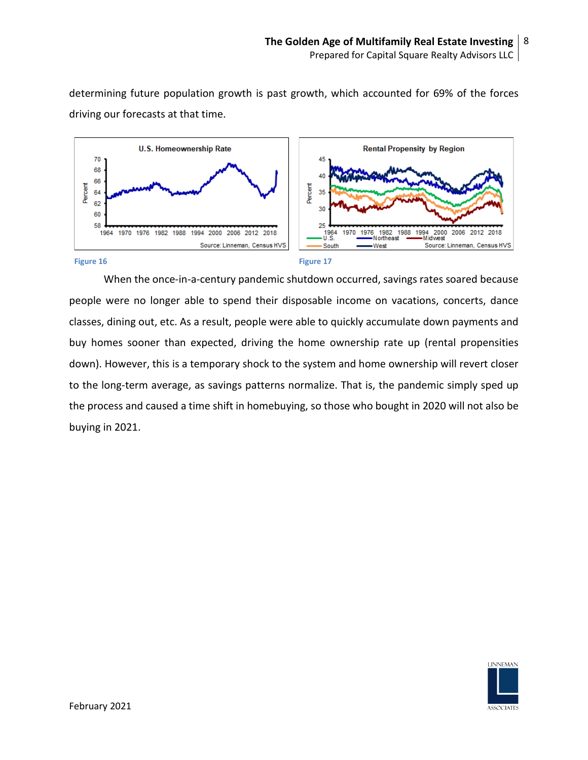determining future population growth is past growth, which accounted for 69% of the forces driving our forecasts at that time.

Figure 16

Figure 17

When the once-in-a-century pandemic shutdown occurred, savings rates soared because people were no longer able to spend their disposable income on vacations, concerts, dance classes, dining out, etc. As a result, people were able to quickly accumulate down payments and buy homes sooner than expected, driving the home ownership rate up (rental propensities down). However, this is a temporary shock to the system and home ownership will revert closer to the long-term average, as savings patterns normalize. That is, the pandemic simply sped up the process and caused a time shift in homebuying, so those who bought in 2020 will not also be buying in 2021.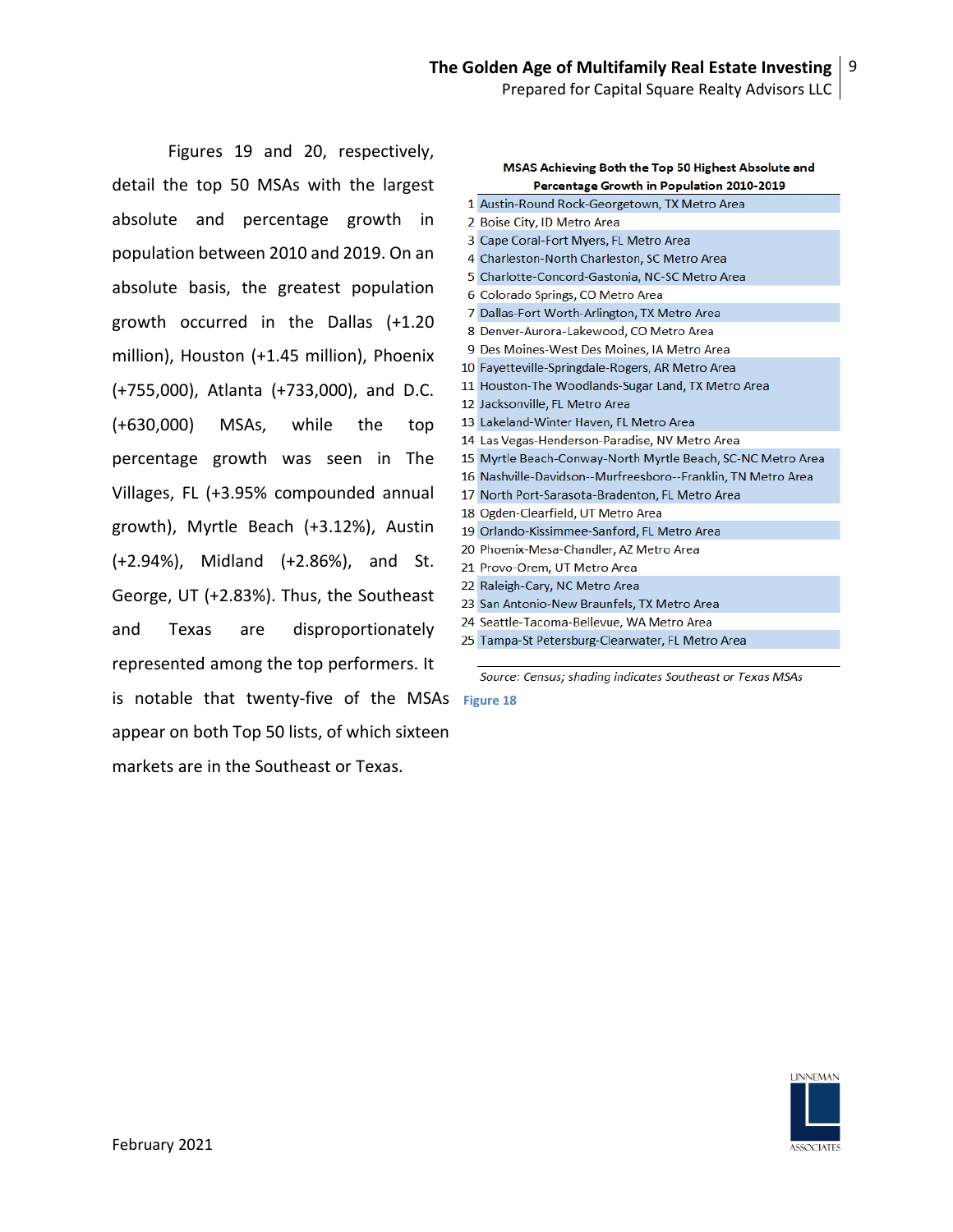Figures 19 and 20, respectively, detail the top 50 MSAs with the largest absolute and percentage growth in population between 2010 and 2019. On an absolute basis, the greatest population growth occurred in the Dallas (+1.20 million), Houston (+1.45 million), Phoenix (+755,000), Atlanta (+733,000), and D.C. (+630,000) MSAs, while the top percentage growth was seen in The Villages, FL (+3.95% compounded annual growth), Myrtle Beach (+3.12%), Austin (+2.94%), Midland (+2.86%), and St. George, UT (+2.83%). Thus, the Southeast and Texas are disproportionately represented among the top performers. It is notable that twenty-five of the MSAs appear on both Top 50 lists, of which sixteen markets are in the Southeast or Texas.

**MSAS Achieving Both the Top 50 Highest Absolute and Percentage Growth in Population 2010-2019**

| # | MSA |
|---|---|
| 1 | Austin-Round Rock-Georgetown, TX Metro Area |
| 2 | Boise City, ID Metro Area |
| 3 | Cape Coral-Fort Myers, FL Metro Area |
| 4 | Charleston-North Charleston, SC Metro Area |
| 5 | Charlotte-Concord-Gastonia, NC-SC Metro Area |
| 6 | Colorado Springs, CO Metro Area |
| 7 | Dallas-Fort Worth-Arlington, TX Metro Area |
| 8 | Denver-Aurora-Lakewood, CO Metro Area |
| 9 | Des Moines-West Des Moines, IA Metro Area |
| 10 | Fayetteville-Springdale-Rogers, AR Metro Area |
| 11 | Houston-The Woodlands-Sugar Land, TX Metro Area |
| 12 | Jacksonville, FL Metro Area |
| 13 | Lakeland-Winter Haven, FL Metro Area |
| 14 | Las Vegas-Henderson-Paradise, NV Metro Area |
| 15 | Myrtle Beach-Conway-North Myrtle Beach, SC-NC Metro Area |
| 16 | Nashville-Davidson--Murfreesboro--Franklin, TN Metro Area |
| 17 | North Port-Sarasota-Bradenton, FL Metro Area |
| 18 | Ogden-Clearfield, UT Metro Area |
| 19 | Orlando-Kissimmee-Sanford, FL Metro Area |
| 20 | Phoenix-Mesa-Chandler, AZ Metro Area |
| 21 | Provo-Orem, UT Metro Area |
| 22 | Raleigh-Cary, NC Metro Area |
| 23 | San Antonio-New Braunfels, TX Metro Area |
| 24 | Seattle-Tacoma-Bellevue, WA Metro Area |
| 25 | Tampa-St Petersburg-Clearwater, FL Metro Area |

*Source: Census; shading indicates Southeast or Texas MSAs*

**Figure 18**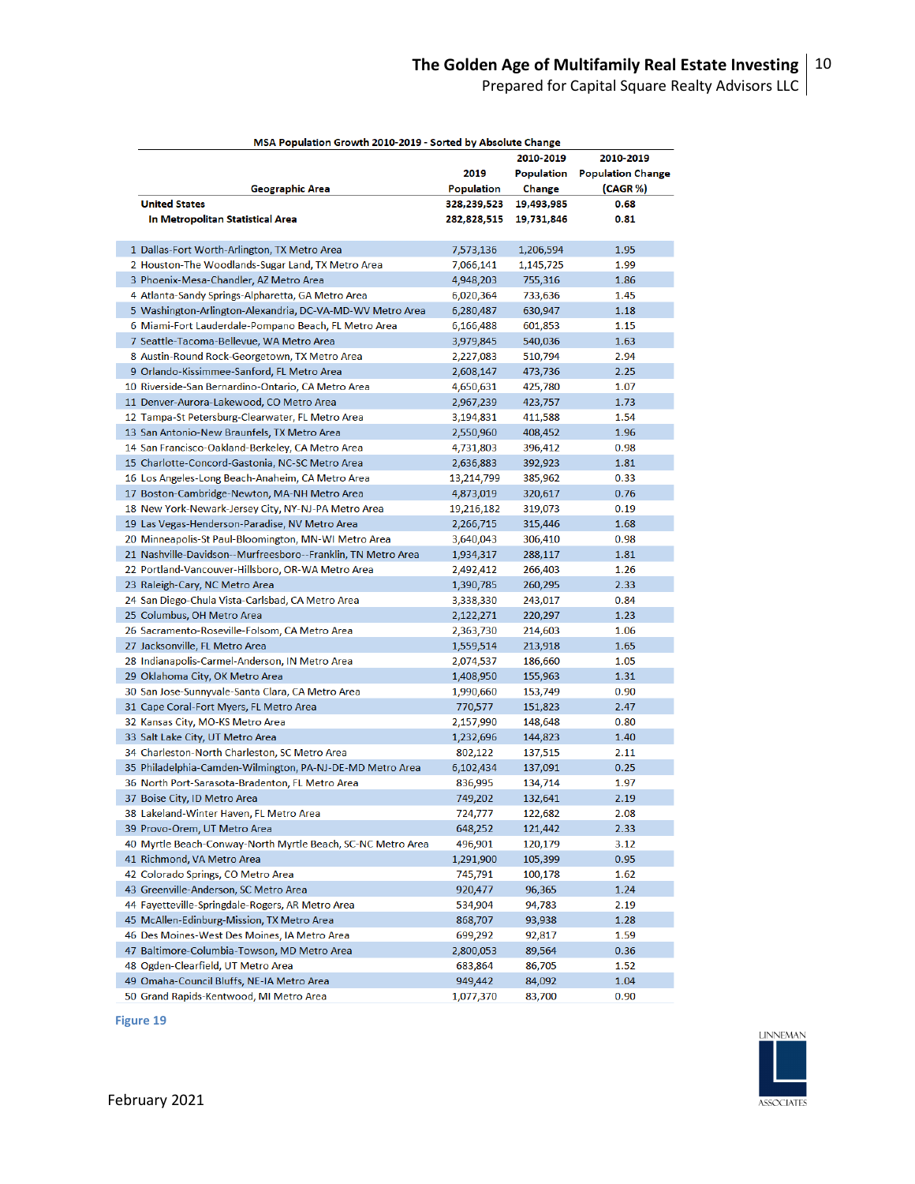**MSA Population Growth 2010-2019 - Sorted by Absolute Change**

| | Geographic Area | 2019 Population | 2010-2019 Population Change | 2010-2019 Population Change (CAGR %) |
|---|---|---|---|---|
| | **United States** | **328,239,523** | **19,493,985** | **0.68** |
| | **In Metropolitan Statistical Area** | **282,828,515** | **19,731,846** | **0.81** |
| 1 | Dallas-Fort Worth-Arlington, TX Metro Area | 7,573,136 | 1,206,594 | 1.95 |
| 2 | Houston-The Woodlands-Sugar Land, TX Metro Area | 7,066,141 | 1,145,725 | 1.99 |
| 3 | Phoenix-Mesa-Chandler, AZ Metro Area | 4,948,203 | 755,316 | 1.86 |
| 4 | Atlanta-Sandy Springs-Alpharetta, GA Metro Area | 6,020,364 | 733,636 | 1.45 |
| 5 | Washington-Arlington-Alexandria, DC-VA-MD-WV Metro Area | 6,280,487 | 630,947 | 1.18 |
| 6 | Miami-Fort Lauderdale-Pompano Beach, FL Metro Area | 6,166,488 | 601,853 | 1.15 |
| 7 | Seattle-Tacoma-Bellevue, WA Metro Area | 3,979,845 | 540,036 | 1.63 |
| 8 | Austin-Round Rock-Georgetown, TX Metro Area | 2,227,083 | 510,794 | 2.94 |
| 9 | Orlando-Kissimmee-Sanford, FL Metro Area | 2,608,147 | 473,736 | 2.25 |
| 10 | Riverside-San Bernardino-Ontario, CA Metro Area | 4,650,631 | 425,780 | 1.07 |
| 11 | Denver-Aurora-Lakewood, CO Metro Area | 2,967,239 | 423,757 | 1.73 |
| 12 | Tampa-St Petersburg-Clearwater, FL Metro Area | 3,194,831 | 411,588 | 1.54 |
| 13 | San Antonio-New Braunfels, TX Metro Area | 2,550,960 | 408,452 | 1.96 |
| 14 | San Francisco-Oakland-Berkeley, CA Metro Area | 4,731,803 | 396,412 | 0.98 |
| 15 | Charlotte-Concord-Gastonia, NC-SC Metro Area | 2,636,883 | 392,923 | 1.81 |
| 16 | Los Angeles-Long Beach-Anaheim, CA Metro Area | 13,214,799 | 385,962 | 0.33 |
| 17 | Boston-Cambridge-Newton, MA-NH Metro Area | 4,873,019 | 320,617 | 0.76 |
| 18 | New York-Newark-Jersey City, NY-NJ-PA Metro Area | 19,216,182 | 319,073 | 0.19 |
| 19 | Las Vegas-Henderson-Paradise, NV Metro Area | 2,266,715 | 315,446 | 1.68 |
| 20 | Minneapolis-St Paul-Bloomington, MN-WI Metro Area | 3,640,043 | 306,410 | 0.98 |
| 21 | Nashville-Davidson--Murfreesboro--Franklin, TN Metro Area | 1,934,317 | 288,117 | 1.81 |
| 22 | Portland-Vancouver-Hillsboro, OR-WA Metro Area | 2,492,412 | 266,403 | 1.26 |
| 23 | Raleigh-Cary, NC Metro Area | 1,390,785 | 260,295 | 2.33 |
| 24 | San Diego-Chula Vista-Carlsbad, CA Metro Area | 3,338,330 | 243,017 | 0.84 |
| 25 | Columbus, OH Metro Area | 2,122,271 | 220,297 | 1.23 |
| 26 | Sacramento-Roseville-Folsom, CA Metro Area | 2,363,730 | 214,603 | 1.06 |
| 27 | Jacksonville, FL Metro Area | 1,559,514 | 213,918 | 1.65 |
| 28 | Indianapolis-Carmel-Anderson, IN Metro Area | 2,074,537 | 186,660 | 1.05 |
| 29 | Oklahoma City, OK Metro Area | 1,408,950 | 155,963 | 1.31 |
| 30 | San Jose-Sunnyvale-Santa Clara, CA Metro Area | 1,990,660 | 153,749 | 0.90 |
| 31 | Cape Coral-Fort Myers, FL Metro Area | 770,577 | 151,823 | 2.47 |
| 32 | Kansas City, MO-KS Metro Area | 2,157,990 | 148,648 | 0.80 |
| 33 | Salt Lake City, UT Metro Area | 1,232,696 | 144,823 | 1.40 |
| 34 | Charleston-North Charleston, SC Metro Area | 802,122 | 137,515 | 2.11 |
| 35 | Philadelphia-Camden-Wilmington, PA-NJ-DE-MD Metro Area | 6,102,434 | 137,091 | 0.25 |
| 36 | North Port-Sarasota-Bradenton, FL Metro Area | 836,995 | 134,714 | 1.97 |
| 37 | Boise City, ID Metro Area | 749,202 | 132,641 | 2.19 |
| 38 | Lakeland-Winter Haven, FL Metro Area | 724,777 | 122,682 | 2.08 |
| 39 | Provo-Orem, UT Metro Area | 648,252 | 121,442 | 2.33 |
| 40 | Myrtle Beach-Conway-North Myrtle Beach, SC-NC Metro Area | 496,901 | 120,179 | 3.12 |
| 41 | Richmond, VA Metro Area | 1,291,900 | 105,399 | 0.95 |
| 42 | Colorado Springs, CO Metro Area | 745,791 | 100,178 | 1.62 |
| 43 | Greenville-Anderson, SC Metro Area | 920,477 | 96,365 | 1.24 |
| 44 | Fayetteville-Springdale-Rogers, AR Metro Area | 534,904 | 94,783 | 2.19 |
| 45 | McAllen-Edinburg-Mission, TX Metro Area | 868,707 | 93,938 | 1.28 |
| 46 | Des Moines-West Des Moines, IA Metro Area | 699,292 | 92,817 | 1.59 |
| 47 | Baltimore-Columbia-Towson, MD Metro Area | 2,800,053 | 89,564 | 0.36 |
| 48 | Ogden-Clearfield, UT Metro Area | 683,864 | 86,705 | 1.52 |
| 49 | Omaha-Council Bluffs, NE-IA Metro Area | 949,442 | 84,092 | 1.04 |
| 50 | Grand Rapids-Kentwood, MI Metro Area | 1,077,370 | 83,700 | 0.90 |

Figure 19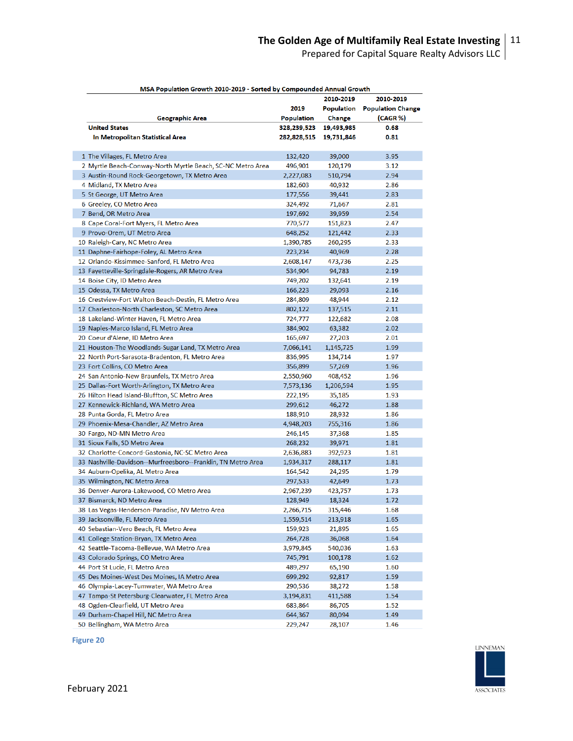MSA Population Growth 2010-2019 - Sorted by Compounded Annual Growth

| | Geographic Area | 2019 Population | 2010-2019 Population Change | 2010-2019 Population Change (CAGR %) |
|---|---|---|---|---|
| | **United States** | **328,239,523** | **19,493,985** | **0.68** |
| | **In Metropolitan Statistical Area** | **282,828,515** | **19,731,846** | **0.81** |
| 1 | The Villages, FL Metro Area | 132,420 | 39,000 | 3.95 |
| 2 | Myrtle Beach-Conway-North Myrtle Beach, SC-NC Metro Area | 496,901 | 120,179 | 3.12 |
| 3 | Austin-Round Rock-Georgetown, TX Metro Area | 2,227,083 | 510,794 | 2.94 |
| 4 | Midland, TX Metro Area | 182,603 | 40,932 | 2.86 |
| 5 | St George, UT Metro Area | 177,556 | 39,441 | 2.83 |
| 6 | Greeley, CO Metro Area | 324,492 | 71,667 | 2.81 |
| 7 | Bend, OR Metro Area | 197,692 | 39,959 | 2.54 |
| 8 | Cape Coral-Fort Myers, FL Metro Area | 770,577 | 151,823 | 2.47 |
| 9 | Provo-Orem, UT Metro Area | 648,252 | 121,442 | 2.33 |
| 10 | Raleigh-Cary, NC Metro Area | 1,390,785 | 260,295 | 2.33 |
| 11 | Daphne-Fairhope-Foley, AL Metro Area | 223,234 | 40,969 | 2.28 |
| 12 | Orlando-Kissimmee-Sanford, FL Metro Area | 2,608,147 | 473,736 | 2.25 |
| 13 | Fayetteville-Springdale-Rogers, AR Metro Area | 534,904 | 94,783 | 2.19 |
| 14 | Boise City, ID Metro Area | 749,202 | 132,641 | 2.19 |
| 15 | Odessa, TX Metro Area | 166,223 | 29,093 | 2.16 |
| 16 | Crestview-Fort Walton Beach-Destin, FL Metro Area | 284,809 | 48,944 | 2.12 |
| 17 | Charleston-North Charleston, SC Metro Area | 802,122 | 137,515 | 2.11 |
| 18 | Lakeland-Winter Haven, FL Metro Area | 724,777 | 122,682 | 2.08 |
| 19 | Naples-Marco Island, FL Metro Area | 384,902 | 63,382 | 2.02 |
| 20 | Coeur d'Alene, ID Metro Area | 165,697 | 27,203 | 2.01 |
| 21 | Houston-The Woodlands-Sugar Land, TX Metro Area | 7,066,141 | 1,145,725 | 1.99 |
| 22 | North Port-Sarasota-Bradenton, FL Metro Area | 836,995 | 134,714 | 1.97 |
| 23 | Fort Collins, CO Metro Area | 356,899 | 57,269 | 1.96 |
| 24 | San Antonio-New Braunfels, TX Metro Area | 2,550,960 | 408,452 | 1.96 |
| 25 | Dallas-Fort Worth-Arlington, TX Metro Area | 7,573,136 | 1,206,594 | 1.95 |
| 26 | Hilton Head Island-Bluffton, SC Metro Area | 222,195 | 35,185 | 1.93 |
| 27 | Kennewick-Richland, WA Metro Area | 299,612 | 46,272 | 1.88 |
| 28 | Punta Gorda, FL Metro Area | 188,910 | 28,932 | 1.86 |
| 29 | Phoenix-Mesa-Chandler, AZ Metro Area | 4,948,203 | 755,316 | 1.86 |
| 30 | Fargo, ND-MN Metro Area | 246,145 | 37,368 | 1.85 |
| 31 | Sioux Falls, SD Metro Area | 268,232 | 39,971 | 1.81 |
| 32 | Charlotte-Concord-Gastonia, NC-SC Metro Area | 2,636,883 | 392,923 | 1.81 |
| 33 | Nashville-Davidson--Murfreesboro--Franklin, TN Metro Area | 1,934,317 | 288,117 | 1.81 |
| 34 | Auburn-Opelika, AL Metro Area | 164,542 | 24,295 | 1.79 |
| 35 | Wilmington, NC Metro Area | 297,533 | 42,649 | 1.73 |
| 36 | Denver-Aurora-Lakewood, CO Metro Area | 2,967,239 | 423,757 | 1.73 |
| 37 | Bismarck, ND Metro Area | 128,949 | 18,324 | 1.72 |
| 38 | Las Vegas-Henderson-Paradise, NV Metro Area | 2,266,715 | 315,446 | 1.68 |
| 39 | Jacksonville, FL Metro Area | 1,559,514 | 213,918 | 1.65 |
| 40 | Sebastian-Vero Beach, FL Metro Area | 159,923 | 21,895 | 1.65 |
| 41 | College Station-Bryan, TX Metro Area | 264,728 | 36,068 | 1.64 |
| 42 | Seattle-Tacoma-Bellevue, WA Metro Area | 3,979,845 | 540,036 | 1.63 |
| 43 | Colorado Springs, CO Metro Area | 745,791 | 100,178 | 1.62 |
| 44 | Port St Lucie, FL Metro Area | 489,297 | 65,190 | 1.60 |
| 45 | Des Moines-West Des Moines, IA Metro Area | 699,292 | 92,817 | 1.59 |
| 46 | Olympia-Lacey-Tumwater, WA Metro Area | 290,536 | 38,272 | 1.58 |
| 47 | Tampa-St Petersburg-Clearwater, FL Metro Area | 3,194,831 | 411,588 | 1.54 |
| 48 | Ogden-Clearfield, UT Metro Area | 683,864 | 86,705 | 1.52 |
| 49 | Durham-Chapel Hill, NC Metro Area | 644,367 | 80,094 | 1.49 |
| 50 | Bellingham, WA Metro Area | 229,247 | 28,107 | 1.46 |

**Figure 20**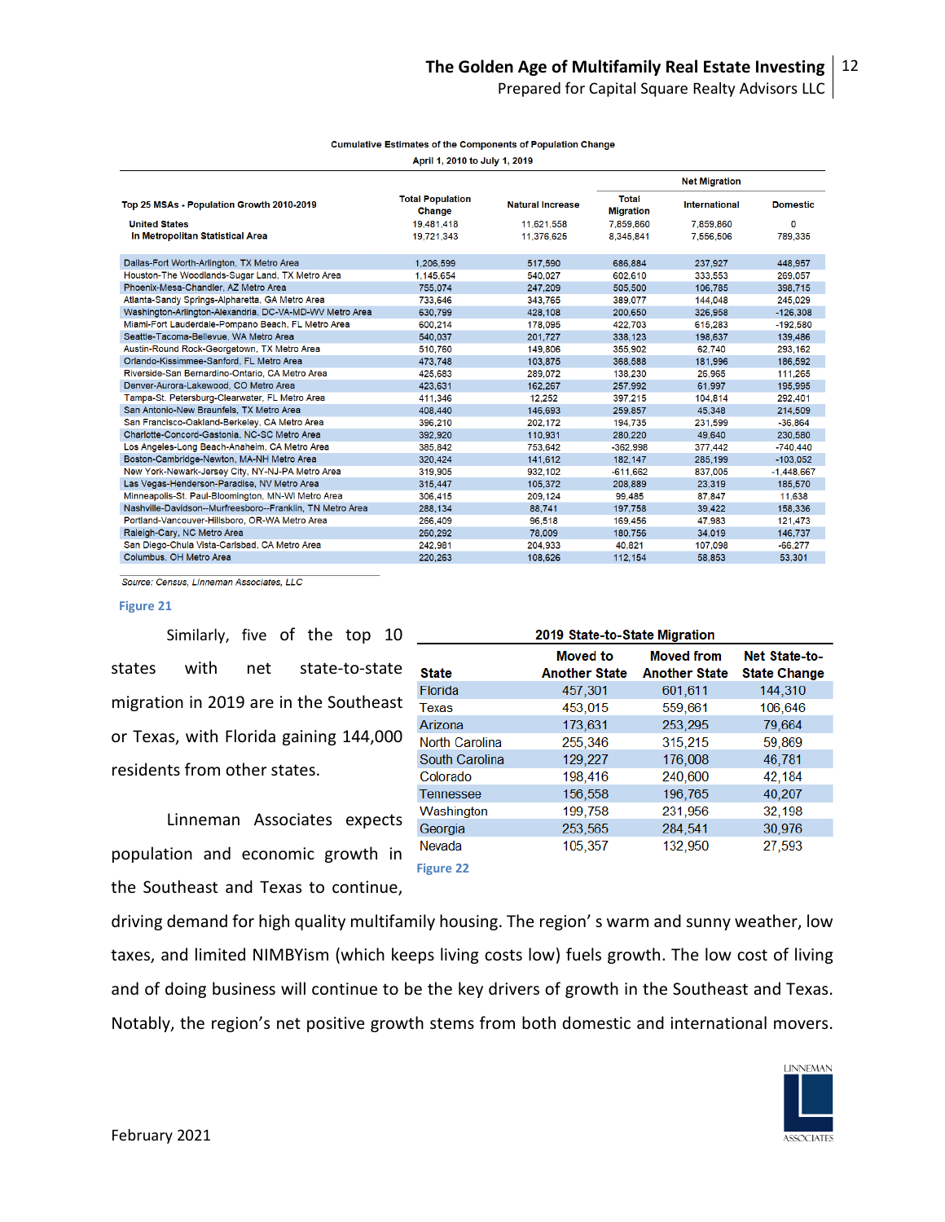**Cumulative Estimates of the Components of Population Change**

**April 1, 2010 to July 1, 2019**

| Top 25 MSAs - Population Growth 2010-2019 | Total Population Change | Natural Increase | Total Migration | Net Migration | |
|---|---|---|---|---|---|
| | | | | International | Domestic |
| United States | 19,481,418 | 11,621,558 | 7,859,860 | 7,859,860 | 0 |
| In Metropolitan Statistical Area | 19,721,343 | 11,376,625 | 8,345,841 | 7,556,506 | 789,335 |
| Dallas-Fort Worth-Arlington, TX Metro Area | 1,206,599 | 517,590 | 686,884 | 237,927 | 448,957 |
| Houston-The Woodlands-Sugar Land, TX Metro Area | 1,145,654 | 540,027 | 602,610 | 333,553 | 269,057 |
| Phoenix-Mesa-Chandler, AZ Metro Area | 755,074 | 247,209 | 505,500 | 106,785 | 398,715 |
| Atlanta-Sandy Springs-Alpharetta, GA Metro Area | 733,646 | 343,765 | 389,077 | 144,048 | 245,029 |
| Washington-Arlington-Alexandria, DC-VA-MD-WV Metro Area | 630,799 | 428,108 | 200,650 | 326,958 | -126,308 |
| Miami-Fort Lauderdale-Pompano Beach, FL Metro Area | 600,214 | 178,095 | 422,703 | 615,283 | -192,580 |
| Seattle-Tacoma-Bellevue, WA Metro Area | 540,037 | 201,727 | 338,123 | 198,637 | 139,486 |
| Austin-Round Rock-Georgetown, TX Metro Area | 510,760 | 149,806 | 355,902 | 62,740 | 293,162 |
| Orlando-Kissimmee-Sanford, FL Metro Area | 473,748 | 103,875 | 368,588 | 181,996 | 186,592 |
| Riverside-San Bernardino-Ontario, CA Metro Area | 425,683 | 289,072 | 138,230 | 26,965 | 111,265 |
| Denver-Aurora-Lakewood, CO Metro Area | 423,631 | 162,267 | 257,992 | 61,997 | 195,995 |
| Tampa-St. Petersburg-Clearwater, FL Metro Area | 411,346 | 12,252 | 397,215 | 104,814 | 292,401 |
| San Antonio-New Braunfels, TX Metro Area | 408,440 | 146,693 | 259,857 | 45,348 | 214,509 |
| San Francisco-Oakland-Berkeley, CA Metro Area | 396,210 | 202,172 | 194,735 | 231,599 | -36,864 |
| Charlotte-Concord-Gastonia, NC-SC Metro Area | 392,920 | 110,931 | 280,220 | 49,640 | 230,580 |
| Los Angeles-Long Beach-Anaheim, CA Metro Area | 385,842 | 753,642 | -362,998 | 377,442 | -740,440 |
| Boston-Cambridge-Newton, MA-NH Metro Area | 320,424 | 141,612 | 182,147 | 285,199 | -103,052 |
| New York-Newark-Jersey City, NY-NJ-PA Metro Area | 319,905 | 932,102 | -611,662 | 837,005 | -1,448,667 |
| Las Vegas-Henderson-Paradise, NV Metro Area | 315,447 | 105,372 | 208,889 | 23,319 | 185,570 |
| Minneapolis-St. Paul-Bloomington, MN-WI Metro Area | 306,415 | 209,124 | 99,485 | 87,847 | 11,638 |
| Nashville-Davidson--Murfreesboro--Franklin, TN Metro Area | 288,134 | 88,741 | 197,758 | 39,422 | 158,336 |
| Portland-Vancouver-Hillsboro, OR-WA Metro Area | 266,409 | 96,518 | 169,456 | 47,983 | 121,473 |
| Raleigh-Cary, NC Metro Area | 260,292 | 78,009 | 180,756 | 34,019 | 146,737 |
| San Diego-Chula Vista-Carlsbad, CA Metro Area | 242,981 | 204,933 | 40,821 | 107,098 | -66,277 |
| Columbus, OH Metro Area | 220,263 | 108,626 | 112,154 | 58,853 | 53,301 |

*Source: Census, Linneman Associates, LLC*

Figure 21

Similarly, five of the top 10 states with net state-to-state migration in 2019 are in the Southeast or Texas, with Florida gaining 144,000 residents from other states.

**2019 State-to-State Migration**

| State | Moved to Another State | Moved from Another State | Net State-to-State Change |
|---|---|---|---|
| Florida | 457,301 | 601,611 | 144,310 |
| Texas | 453,015 | 559,661 | 106,646 |
| Arizona | 173,631 | 253,295 | 79,664 |
| North Carolina | 255,346 | 315,215 | 59,869 |
| South Carolina | 129,227 | 176,008 | 46,781 |
| Colorado | 198,416 | 240,600 | 42,184 |
| Tennessee | 156,558 | 196,765 | 40,207 |
| Washington | 199,758 | 231,956 | 32,198 |
| Georgia | 253,565 | 284,541 | 30,976 |
| Nevada | 105,357 | 132,950 | 27,593 |

Figure 22

Linneman Associates expects population and economic growth in the Southeast and Texas to continue, driving demand for high quality multifamily housing. The region' s warm and sunny weather, low taxes, and limited NIMBYism (which keeps living costs low) fuels growth. The low cost of living and of doing business will continue to be the key drivers of growth in the Southeast and Texas. Notably, the region's net positive growth stems from both domestic and international movers.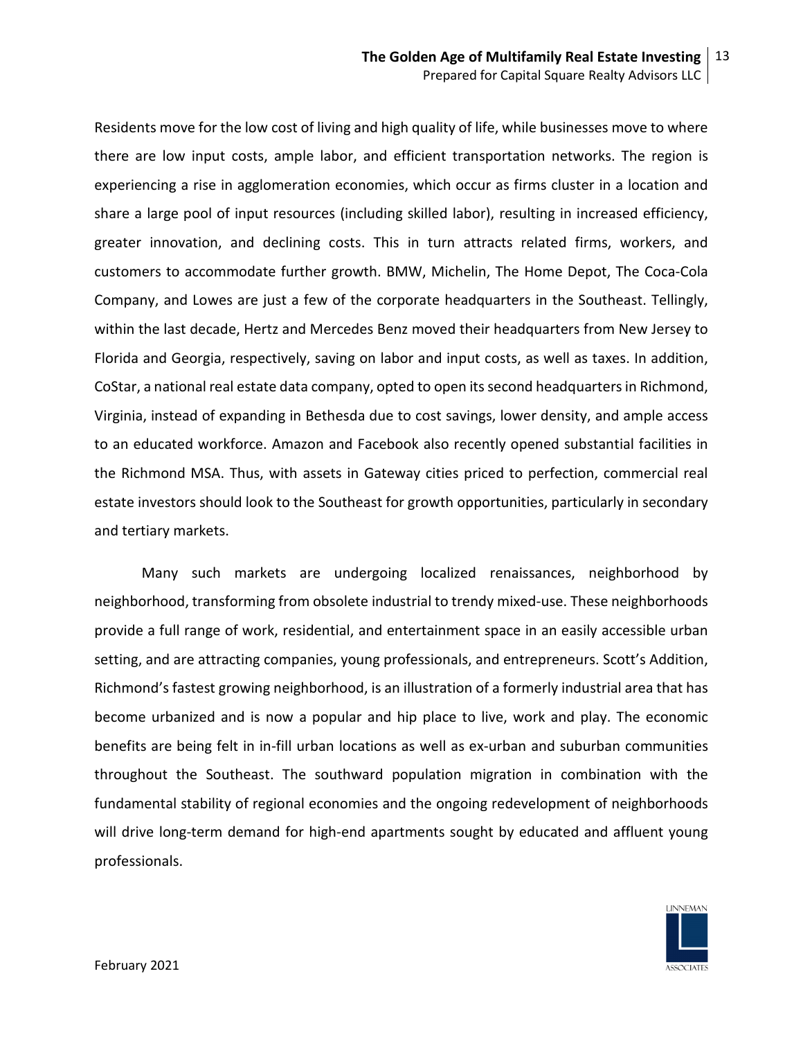Residents move for the low cost of living and high quality of life, while businesses move to where there are low input costs, ample labor, and efficient transportation networks. The region is experiencing a rise in agglomeration economies, which occur as firms cluster in a location and share a large pool of input resources (including skilled labor), resulting in increased efficiency, greater innovation, and declining costs. This in turn attracts related firms, workers, and customers to accommodate further growth. BMW, Michelin, The Home Depot, The Coca-Cola Company, and Lowes are just a few of the corporate headquarters in the Southeast. Tellingly, within the last decade, Hertz and Mercedes Benz moved their headquarters from New Jersey to Florida and Georgia, respectively, saving on labor and input costs, as well as taxes. In addition, CoStar, a national real estate data company, opted to open its second headquarters in Richmond, Virginia, instead of expanding in Bethesda due to cost savings, lower density, and ample access to an educated workforce. Amazon and Facebook also recently opened substantial facilities in the Richmond MSA. Thus, with assets in Gateway cities priced to perfection, commercial real estate investors should look to the Southeast for growth opportunities, particularly in secondary and tertiary markets.

Many such markets are undergoing localized renaissances, neighborhood by neighborhood, transforming from obsolete industrial to trendy mixed-use. These neighborhoods provide a full range of work, residential, and entertainment space in an easily accessible urban setting, and are attracting companies, young professionals, and entrepreneurs. Scott's Addition, Richmond's fastest growing neighborhood, is an illustration of a formerly industrial area that has become urbanized and is now a popular and hip place to live, work and play. The economic benefits are being felt in in-fill urban locations as well as ex-urban and suburban communities throughout the Southeast. The southward population migration in combination with the fundamental stability of regional economies and the ongoing redevelopment of neighborhoods will drive long-term demand for high-end apartments sought by educated and affluent young professionals.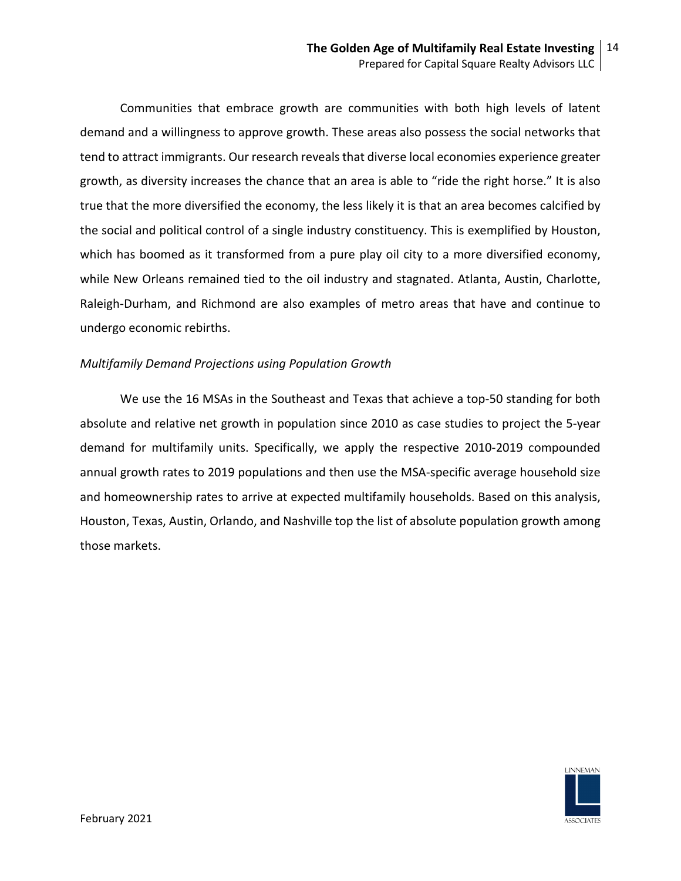Communities that embrace growth are communities with both high levels of latent demand and a willingness to approve growth. These areas also possess the social networks that tend to attract immigrants. Our research reveals that diverse local economies experience greater growth, as diversity increases the chance that an area is able to "ride the right horse." It is also true that the more diversified the economy, the less likely it is that an area becomes calcified by the social and political control of a single industry constituency. This is exemplified by Houston, which has boomed as it transformed from a pure play oil city to a more diversified economy, while New Orleans remained tied to the oil industry and stagnated. Atlanta, Austin, Charlotte, Raleigh-Durham, and Richmond are also examples of metro areas that have and continue to undergo economic rebirths.

*Multifamily Demand Projections using Population Growth*

We use the 16 MSAs in the Southeast and Texas that achieve a top-50 standing for both absolute and relative net growth in population since 2010 as case studies to project the 5-year demand for multifamily units. Specifically, we apply the respective 2010-2019 compounded annual growth rates to 2019 populations and then use the MSA-specific average household size and homeownership rates to arrive at expected multifamily households. Based on this analysis, Houston, Texas, Austin, Orlando, and Nashville top the list of absolute population growth among those markets.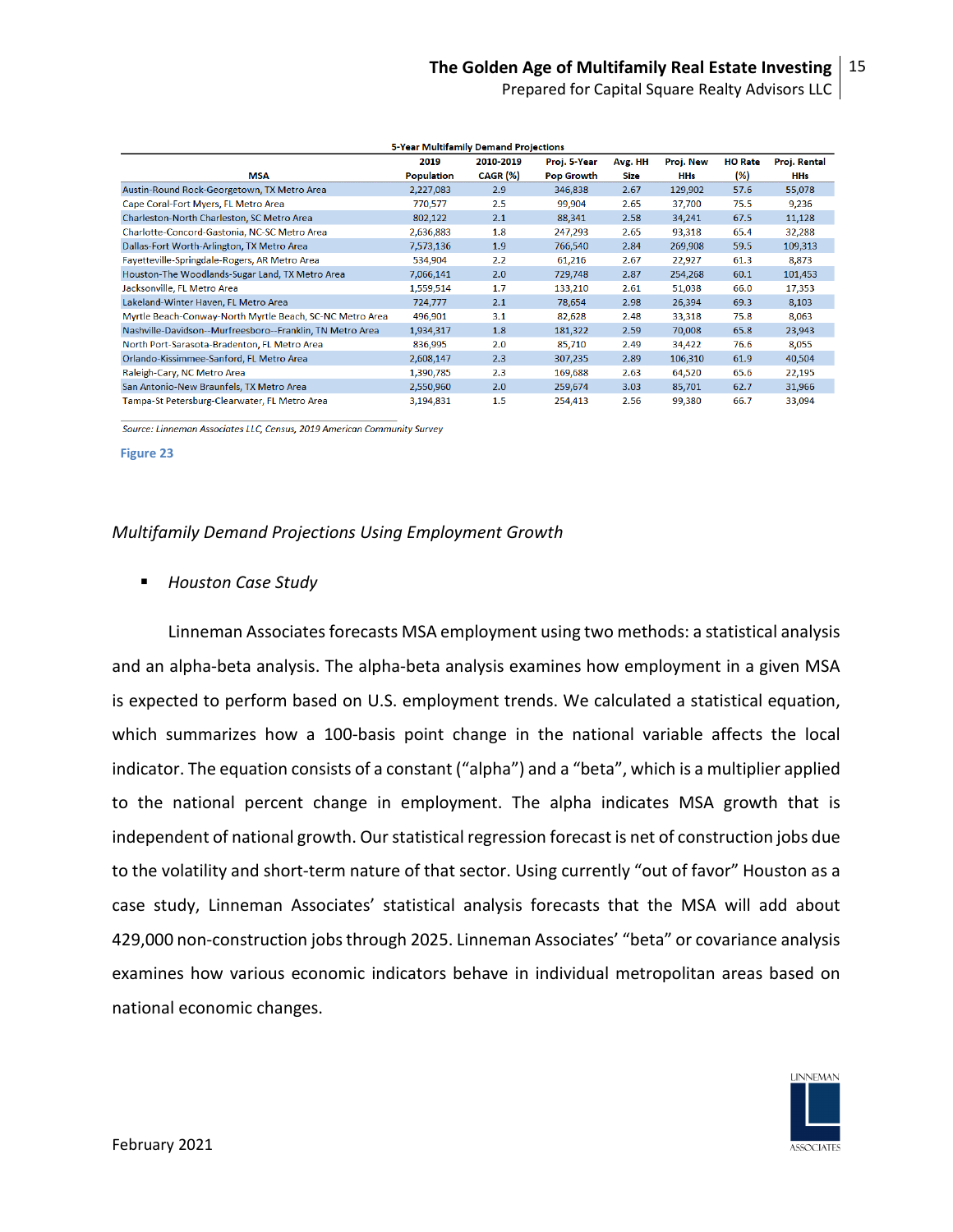**5-Year Multifamily Demand Projections**

| MSA | 2019 Population | 2010-2019 CAGR (%) | Proj. 5-Year Pop Growth | Avg. HH Size | Proj. New HHs | HO Rate (%) | Proj. Rental HHs |
|---|---|---|---|---|---|---|---|
| Austin-Round Rock-Georgetown, TX Metro Area | 2,227,083 | 2.9 | 346,838 | 2.67 | 129,902 | 57.6 | 55,078 |
| Cape Coral-Fort Myers, FL Metro Area | 770,577 | 2.5 | 99,904 | 2.65 | 37,700 | 75.5 | 9,236 |
| Charleston-North Charleston, SC Metro Area | 802,122 | 2.1 | 88,341 | 2.58 | 34,241 | 67.5 | 11,128 |
| Charlotte-Concord-Gastonia, NC-SC Metro Area | 2,636,883 | 1.8 | 247,293 | 2.65 | 93,318 | 65.4 | 32,288 |
| Dallas-Fort Worth-Arlington, TX Metro Area | 7,573,136 | 1.9 | 766,540 | 2.84 | 269,908 | 59.5 | 109,313 |
| Fayetteville-Springdale-Rogers, AR Metro Area | 534,904 | 2.2 | 61,216 | 2.67 | 22,927 | 61.3 | 8,873 |
| Houston-The Woodlands-Sugar Land, TX Metro Area | 7,066,141 | 2.0 | 729,748 | 2.87 | 254,268 | 60.1 | 101,453 |
| Jacksonville, FL Metro Area | 1,559,514 | 1.7 | 133,210 | 2.61 | 51,038 | 66.0 | 17,353 |
| Lakeland-Winter Haven, FL Metro Area | 724,777 | 2.1 | 78,654 | 2.98 | 26,394 | 69.3 | 8,103 |
| Myrtle Beach-Conway-North Myrtle Beach, SC-NC Metro Area | 496,901 | 3.1 | 82,628 | 2.48 | 33,318 | 75.8 | 8,063 |
| Nashville-Davidson--Murfreesboro--Franklin, TN Metro Area | 1,934,317 | 1.8 | 181,322 | 2.59 | 70,008 | 65.8 | 23,943 |
| North Port-Sarasota-Bradenton, FL Metro Area | 836,995 | 2.0 | 85,710 | 2.49 | 34,422 | 76.6 | 8,055 |
| Orlando-Kissimmee-Sanford, FL Metro Area | 2,608,147 | 2.3 | 307,235 | 2.89 | 106,310 | 61.9 | 40,504 |
| Raleigh-Cary, NC Metro Area | 1,390,785 | 2.3 | 169,688 | 2.63 | 64,520 | 65.6 | 22,195 |
| San Antonio-New Braunfels, TX Metro Area | 2,550,960 | 2.0 | 259,674 | 3.03 | 85,701 | 62.7 | 31,966 |
| Tampa-St Petersburg-Clearwater, FL Metro Area | 3,194,831 | 1.5 | 254,413 | 2.56 | 99,380 | 66.7 | 33,094 |

*Source: Linneman Associates LLC, Census, 2019 American Community Survey*

Figure 23

### *Multifamily Demand Projections Using Employment Growth*

- *Houston Case Study*

Linneman Associates forecasts MSA employment using two methods: a statistical analysis and an alpha-beta analysis. The alpha-beta analysis examines how employment in a given MSA is expected to perform based on U.S. employment trends. We calculated a statistical equation, which summarizes how a 100-basis point change in the national variable affects the local indicator. The equation consists of a constant ("alpha") and a "beta", which is a multiplier applied to the national percent change in employment. The alpha indicates MSA growth that is independent of national growth. Our statistical regression forecast is net of construction jobs due to the volatility and short-term nature of that sector. Using currently "out of favor" Houston as a case study, Linneman Associates' statistical analysis forecasts that the MSA will add about 429,000 non-construction jobs through 2025. Linneman Associates' "beta" or covariance analysis examines how various economic indicators behave in individual metropolitan areas based on national economic changes.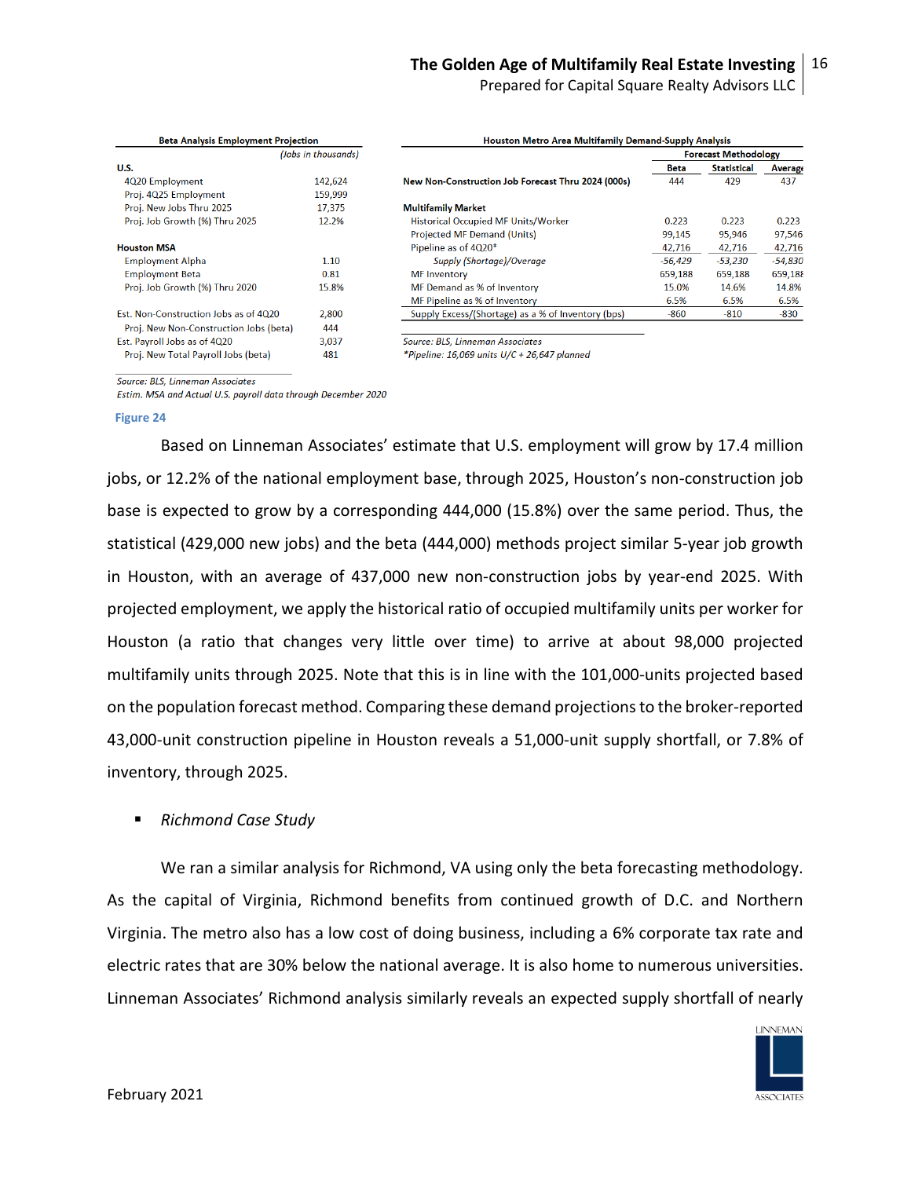**Beta Analysis Employment Projection**

| | *(Jobs in thousands)* |
|---|---|
| **U.S.** | |
| 4Q20 Employment | 142,624 |
| Proj. 4Q25 Employment | 159,999 |
| Proj. New Jobs Thru 2025 | 17,375 |
| Proj. Job Growth (%) Thru 2025 | 12.2% |
| **Houston MSA** | |
| Employment Alpha | 1.10 |
| Employment Beta | 0.81 |
| Proj. Job Growth (%) Thru 2020 | 15.8% |
| Est. Non-Construction Jobs as of 4Q20 | 2,800 |
| Proj. New Non-Construction Jobs (beta) | 444 |
| Est. Payroll Jobs as of 4Q20 | 3,037 |
| Proj. New Total Payroll Jobs (beta) | 481 |

*Source: BLS, Linneman Associates*
*Estim. MSA and Actual U.S. payroll data through December 2020*

**Houston Metro Area Multifamily Demand-Supply Analysis**

| | Forecast Methodology | | |
|---|---|---|---|
| | Beta | Statistical | Average |
| **New Non-Construction Job Forecast Thru 2024 (000s)** | 444 | 429 | 437 |
| **Multifamily Market** | | | |
| Historical Occupied MF Units/Worker | 0.223 | 0.223 | 0.223 |
| Projected MF Demand (Units) | 99,145 | 95,946 | 97,546 |
| Pipeline as of 4Q20* | 42,716 | 42,716 | 42,716 |
| *Supply (Shortage)/Overage* | -56,429 | -53,230 | -54,830 |
| MF Inventory | 659,188 | 659,188 | 659,188 |
| MF Demand as % of Inventory | 15.0% | 14.6% | 14.8% |
| MF Pipeline as % of Inventory | 6.5% | 6.5% | 6.5% |
| Supply Excess/(Shortage) as a % of Inventory (bps) | -860 | -810 | -830 |

*Source: BLS, Linneman Associates*
*\*Pipeline: 16,069 units U/C + 26,647 planned*

Figure 24

Based on Linneman Associates' estimate that U.S. employment will grow by 17.4 million jobs, or 12.2% of the national employment base, through 2025, Houston's non-construction job base is expected to grow by a corresponding 444,000 (15.8%) over the same period. Thus, the statistical (429,000 new jobs) and the beta (444,000) methods project similar 5-year job growth in Houston, with an average of 437,000 new non-construction jobs by year-end 2025. With projected employment, we apply the historical ratio of occupied multifamily units per worker for Houston (a ratio that changes very little over time) to arrive at about 98,000 projected multifamily units through 2025. Note that this is in line with the 101,000-units projected based on the population forecast method. Comparing these demand projections to the broker-reported 43,000-unit construction pipeline in Houston reveals a 51,000-unit supply shortfall, or 7.8% of inventory, through 2025.

- *Richmond Case Study*

We ran a similar analysis for Richmond, VA using only the beta forecasting methodology. As the capital of Virginia, Richmond benefits from continued growth of D.C. and Northern Virginia. The metro also has a low cost of doing business, including a 6% corporate tax rate and electric rates that are 30% below the national average. It is also home to numerous universities. Linneman Associates' Richmond analysis similarly reveals an expected supply shortfall of nearly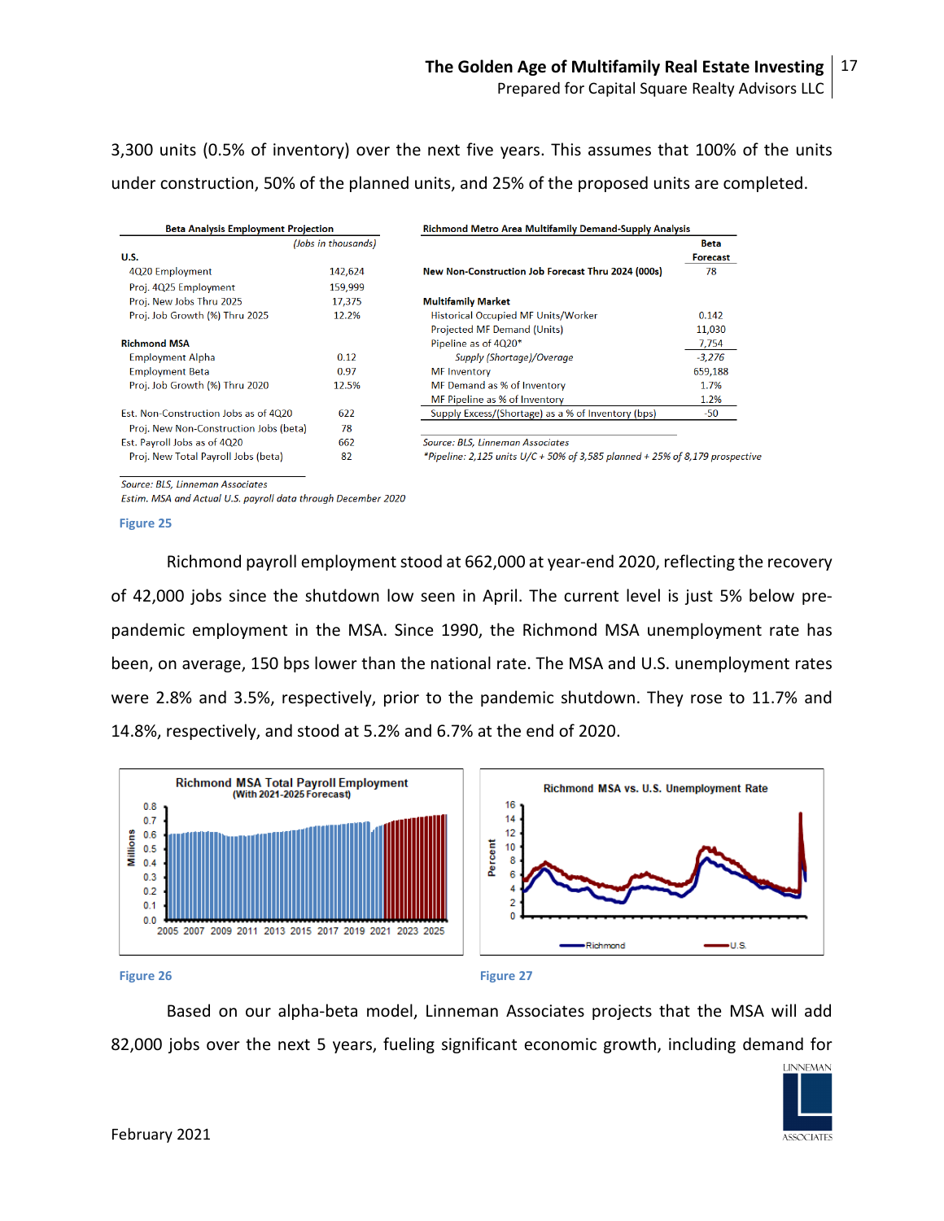3,300 units (0.5% of inventory) over the next five years. This assumes that 100% of the units under construction, 50% of the planned units, and 25% of the proposed units are completed.

**Beta Analysis Employment Projection**

| | *(Jobs in thousands)* |
|---|---|
| **U.S.** | |
| 4Q20 Employment | 142,624 |
| Proj. 4Q25 Employment | 159,999 |
| Proj. New Jobs Thru 2025 | 17,375 |
| Proj. Job Growth (%) Thru 2025 | 12.2% |
| **Richmond MSA** | |
| Employment Alpha | 0.12 |
| Employment Beta | 0.97 |
| Proj. Job Growth (%) Thru 2020 | 12.5% |
| Est. Non-Construction Jobs as of 4Q20 | 622 |
| Proj. New Non-Construction Jobs (beta) | 78 |
| Est. Payroll Jobs as of 4Q20 | 662 |
| Proj. New Total Payroll Jobs (beta) | 82 |

*Source: BLS, Linneman Associates*
*Estim. MSA and Actual U.S. payroll data through December 2020*

**Richmond Metro Area Multifamily Demand-Supply Analysis**

| | Beta Forecast |
|---|---|
| **New Non-Construction Job Forecast Thru 2024 (000s)** | 78 |
| **Multifamily Market** | |
| Historical Occupied MF Units/Worker | 0.142 |
| Projected MF Demand (Units) | 11,030 |
| Pipeline as of 4Q20* | 7,754 |
| *Supply (Shortage)/Overage* | -3,276 |
| MF Inventory | 659,188 |
| MF Demand as % of Inventory | 1.7% |
| MF Pipeline as % of Inventory | 1.2% |
| Supply Excess/(Shortage) as a % of Inventory (bps) | -50 |

*Source: BLS, Linneman Associates*
*\*Pipeline: 2,125 units U/C + 50% of 3,585 planned + 25% of 8,179 prospective*

Figure 25

Richmond payroll employment stood at 662,000 at year-end 2020, reflecting the recovery of 42,000 jobs since the shutdown low seen in April. The current level is just 5% below pre-pandemic employment in the MSA. Since 1990, the Richmond MSA unemployment rate has been, on average, 150 bps lower than the national rate. The MSA and U.S. unemployment rates were 2.8% and 3.5%, respectively, prior to the pandemic shutdown. They rose to 11.7% and 14.8%, respectively, and stood at 5.2% and 6.7% at the end of 2020.

Figure 26

Figure 27

Based on our alpha-beta model, Linneman Associates projects that the MSA will add 82,000 jobs over the next 5 years, fueling significant economic growth, including demand for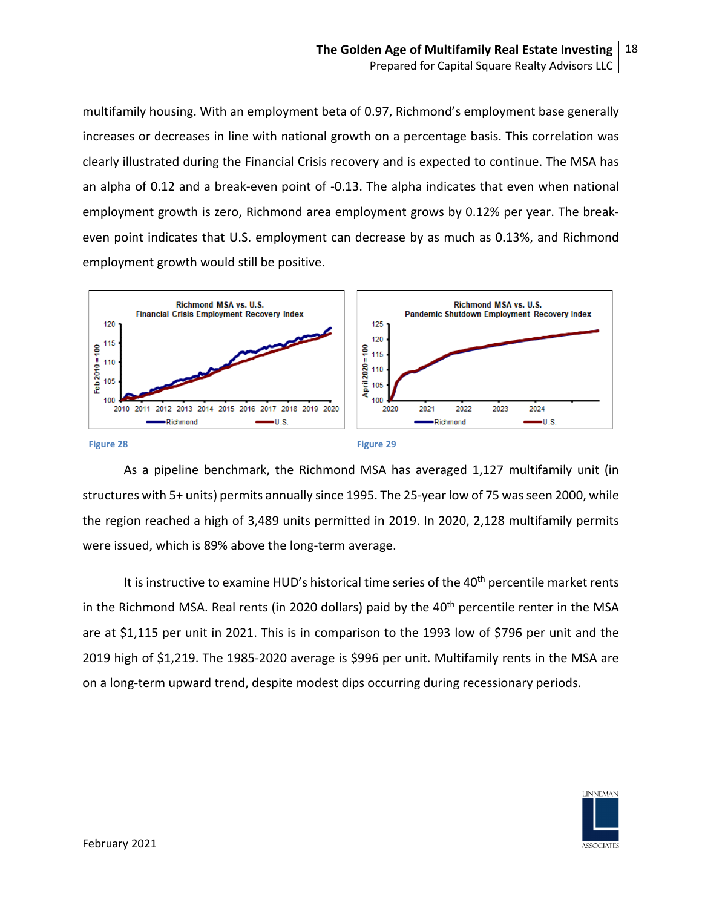multifamily housing. With an employment beta of 0.97, Richmond's employment base generally increases or decreases in line with national growth on a percentage basis. This correlation was clearly illustrated during the Financial Crisis recovery and is expected to continue. The MSA has an alpha of 0.12 and a break-even point of -0.13. The alpha indicates that even when national employment growth is zero, Richmond area employment grows by 0.12% per year. The break-even point indicates that U.S. employment can decrease by as much as 0.13%, and Richmond employment growth would still be positive.

Figure 28

Figure 29

As a pipeline benchmark, the Richmond MSA has averaged 1,127 multifamily unit (in structures with 5+ units) permits annually since 1995. The 25-year low of 75 was seen 2000, while the region reached a high of 3,489 units permitted in 2019. In 2020, 2,128 multifamily permits were issued, which is 89% above the long-term average.

It is instructive to examine HUD's historical time series of the 40th percentile market rents in the Richmond MSA. Real rents (in 2020 dollars) paid by the 40th percentile renter in the MSA are at $1,115 per unit in 2021. This is in comparison to the 1993 low of $796 per unit and the 2019 high of $1,219. The 1985-2020 average is $996 per unit. Multifamily rents in the MSA are on a long-term upward trend, despite modest dips occurring during recessionary periods.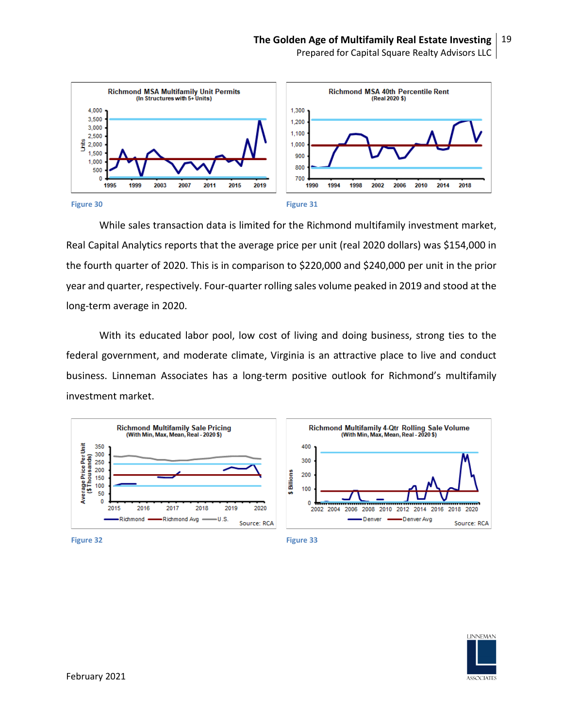Figure 30

Figure 31

While sales transaction data is limited for the Richmond multifamily investment market, Real Capital Analytics reports that the average price per unit (real 2020 dollars) was $154,000 in the fourth quarter of 2020. This is in comparison to $220,000 and $240,000 per unit in the prior year and quarter, respectively. Four-quarter rolling sales volume peaked in 2019 and stood at the long-term average in 2020.

With its educated labor pool, low cost of living and doing business, strong ties to the federal government, and moderate climate, Virginia is an attractive place to live and conduct business. Linneman Associates has a long-term positive outlook for Richmond's multifamily investment market.

Figure 32

Figure 33

February 2021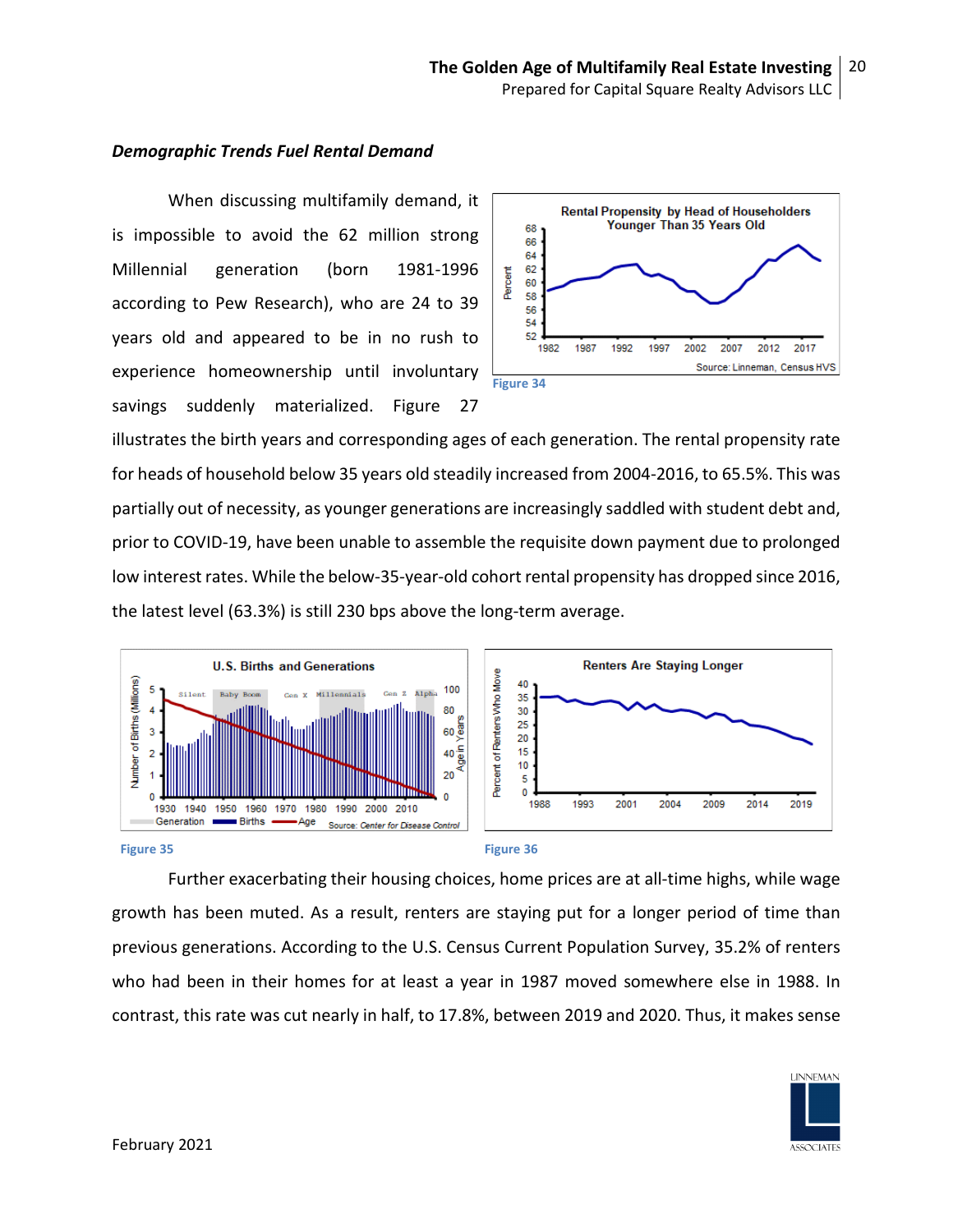***Demographic Trends Fuel Rental Demand***

When discussing multifamily demand, it is impossible to avoid the 62 million strong Millennial generation (born 1981-1996 according to Pew Research), who are 24 to 39 years old and appeared to be in no rush to experience homeownership until involuntary savings suddenly materialized. Figure 27 illustrates the birth years and corresponding ages of each generation. The rental propensity rate for heads of household below 35 years old steadily increased from 2004-2016, to 65.5%. This was partially out of necessity, as younger generations are increasingly saddled with student debt and, prior to COVID-19, have been unable to assemble the requisite down payment due to prolonged low interest rates. While the below-35-year-old cohort rental propensity has dropped since 2016, the latest level (63.3%) is still 230 bps above the long-term average.

Figure 34

Figure 35

Figure 36

Further exacerbating their housing choices, home prices are at all-time highs, while wage growth has been muted. As a result, renters are staying put for a longer period of time than previous generations. According to the U.S. Census Current Population Survey, 35.2% of renters who had been in their homes for at least a year in 1987 moved somewhere else in 1988. In contrast, this rate was cut nearly in half, to 17.8%, between 2019 and 2020. Thus, it makes sense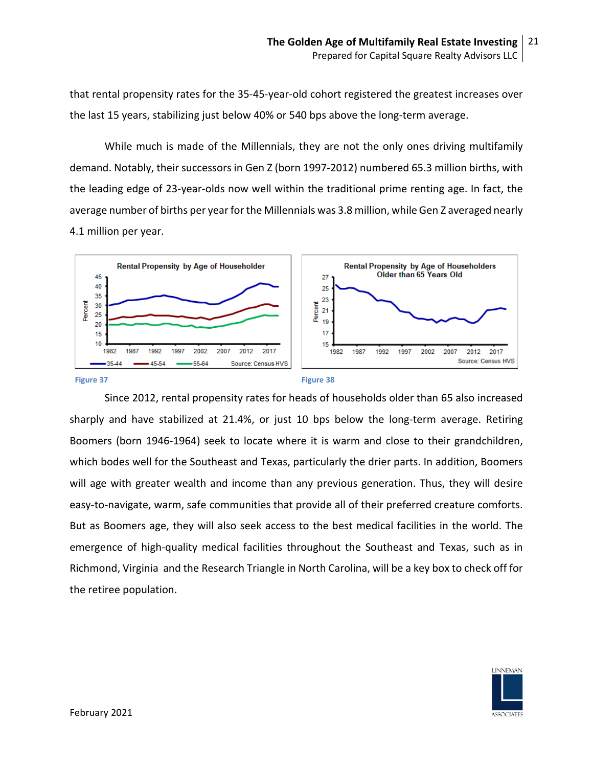that rental propensity rates for the 35-45-year-old cohort registered the greatest increases over the last 15 years, stabilizing just below 40% or 540 bps above the long-term average.

While much is made of the Millennials, they are not the only ones driving multifamily demand. Notably, their successors in Gen Z (born 1997-2012) numbered 65.3 million births, with the leading edge of 23-year-olds now well within the traditional prime renting age. In fact, the average number of births per year for the Millennials was 3.8 million, while Gen Z averaged nearly 4.1 million per year.

Figure 37

Figure 38

Since 2012, rental propensity rates for heads of households older than 65 also increased sharply and have stabilized at 21.4%, or just 10 bps below the long-term average. Retiring Boomers (born 1946-1964) seek to locate where it is warm and close to their grandchildren, which bodes well for the Southeast and Texas, particularly the drier parts. In addition, Boomers will age with greater wealth and income than any previous generation. Thus, they will desire easy-to-navigate, warm, safe communities that provide all of their preferred creature comforts. But as Boomers age, they will also seek access to the best medical facilities in the world. The emergence of high-quality medical facilities throughout the Southeast and Texas, such as in Richmond, Virginia and the Research Triangle in North Carolina, will be a key box to check off for the retiree population.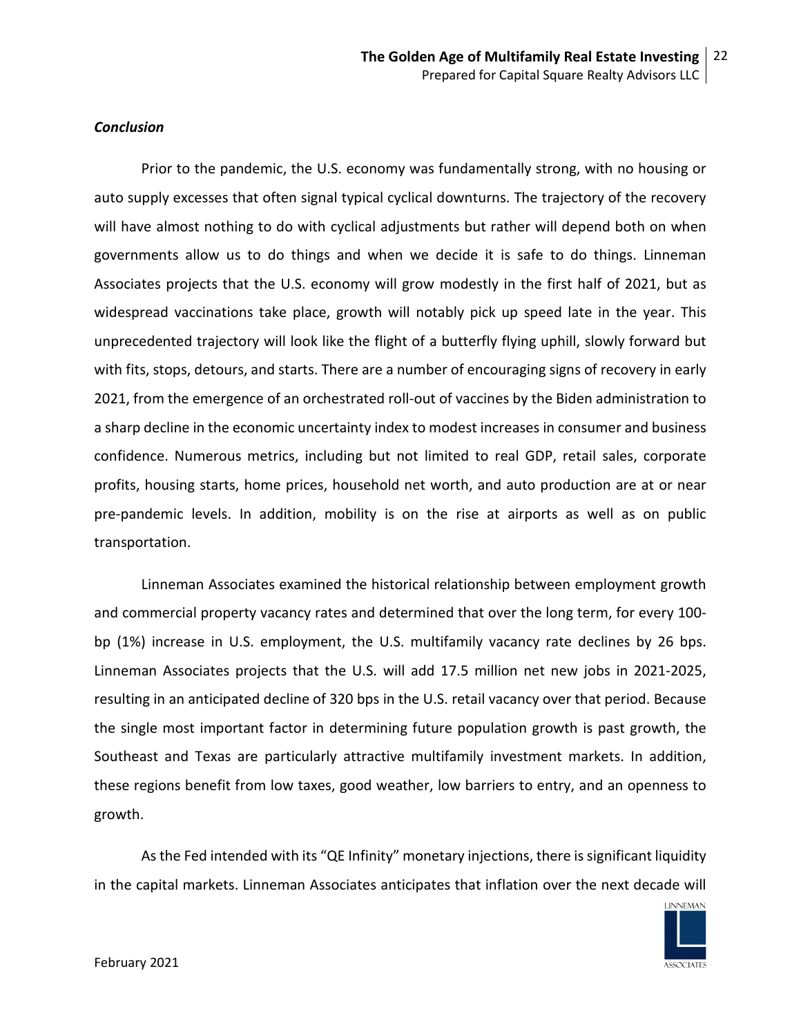***Conclusion***

Prior to the pandemic, the U.S. economy was fundamentally strong, with no housing or auto supply excesses that often signal typical cyclical downturns. The trajectory of the recovery will have almost nothing to do with cyclical adjustments but rather will depend both on when governments allow us to do things and when we decide it is safe to do things. Linneman Associates projects that the U.S. economy will grow modestly in the first half of 2021, but as widespread vaccinations take place, growth will notably pick up speed late in the year. This unprecedented trajectory will look like the flight of a butterfly flying uphill, slowly forward but with fits, stops, detours, and starts. There are a number of encouraging signs of recovery in early 2021, from the emergence of an orchestrated roll-out of vaccines by the Biden administration to a sharp decline in the economic uncertainty index to modest increases in consumer and business confidence. Numerous metrics, including but not limited to real GDP, retail sales, corporate profits, housing starts, home prices, household net worth, and auto production are at or near pre-pandemic levels. In addition, mobility is on the rise at airports as well as on public transportation.

Linneman Associates examined the historical relationship between employment growth and commercial property vacancy rates and determined that over the long term, for every 100-bp (1%) increase in U.S. employment, the U.S. multifamily vacancy rate declines by 26 bps. Linneman Associates projects that the U.S. will add 17.5 million net new jobs in 2021-2025, resulting in an anticipated decline of 320 bps in the U.S. retail vacancy over that period. Because the single most important factor in determining future population growth is past growth, the Southeast and Texas are particularly attractive multifamily investment markets. In addition, these regions benefit from low taxes, good weather, low barriers to entry, and an openness to growth.

As the Fed intended with its "QE Infinity" monetary injections, there is significant liquidity in the capital markets. Linneman Associates anticipates that inflation over the next decade will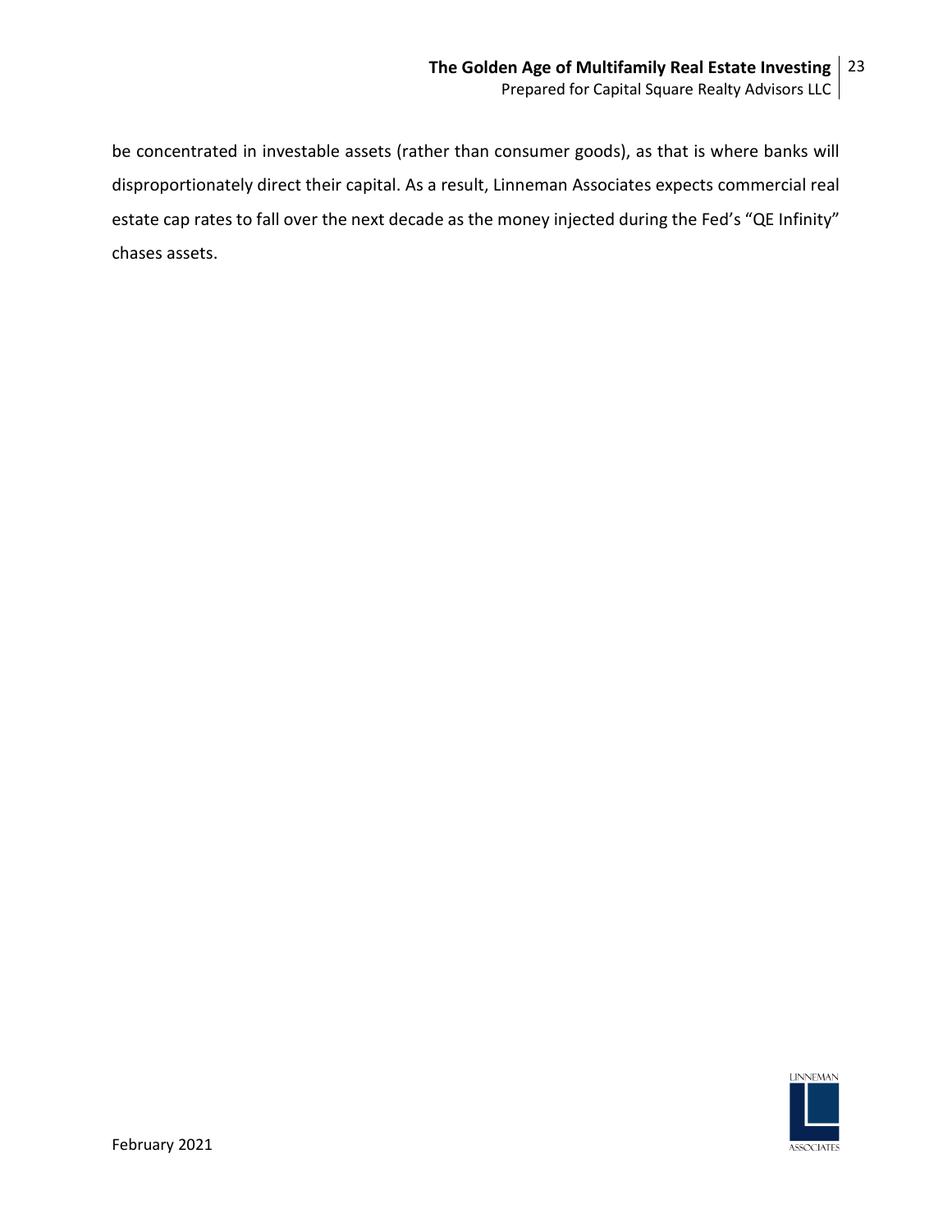be concentrated in investable assets (rather than consumer goods), as that is where banks will disproportionately direct their capital. As a result, Linneman Associates expects commercial real estate cap rates to fall over the next decade as the money injected during the Fed's "QE Infinity" chases assets.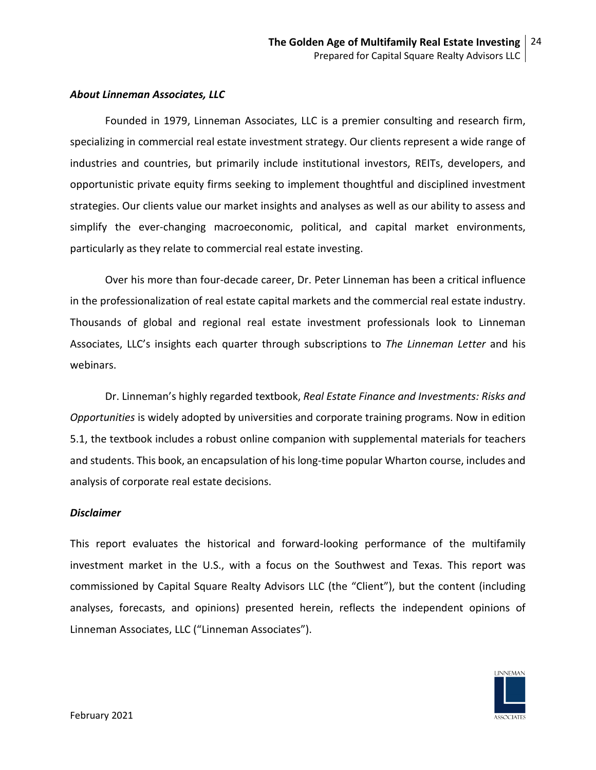### *About Linneman Associates, LLC*

Founded in 1979, Linneman Associates, LLC is a premier consulting and research firm, specializing in commercial real estate investment strategy. Our clients represent a wide range of industries and countries, but primarily include institutional investors, REITs, developers, and opportunistic private equity firms seeking to implement thoughtful and disciplined investment strategies. Our clients value our market insights and analyses as well as our ability to assess and simplify the ever-changing macroeconomic, political, and capital market environments, particularly as they relate to commercial real estate investing.

Over his more than four-decade career, Dr. Peter Linneman has been a critical influence in the professionalization of real estate capital markets and the commercial real estate industry. Thousands of global and regional real estate investment professionals look to Linneman Associates, LLC's insights each quarter through subscriptions to *The Linneman Letter* and his webinars.

Dr. Linneman's highly regarded textbook, *Real Estate Finance and Investments: Risks and Opportunities* is widely adopted by universities and corporate training programs. Now in edition 5.1, the textbook includes a robust online companion with supplemental materials for teachers and students. This book, an encapsulation of his long-time popular Wharton course, includes and analysis of corporate real estate decisions.

### *Disclaimer*

This report evaluates the historical and forward-looking performance of the multifamily investment market in the U.S., with a focus on the Southwest and Texas. This report was commissioned by Capital Square Realty Advisors LLC (the "Client"), but the content (including analyses, forecasts, and opinions) presented herein, reflects the independent opinions of Linneman Associates, LLC ("Linneman Associates").